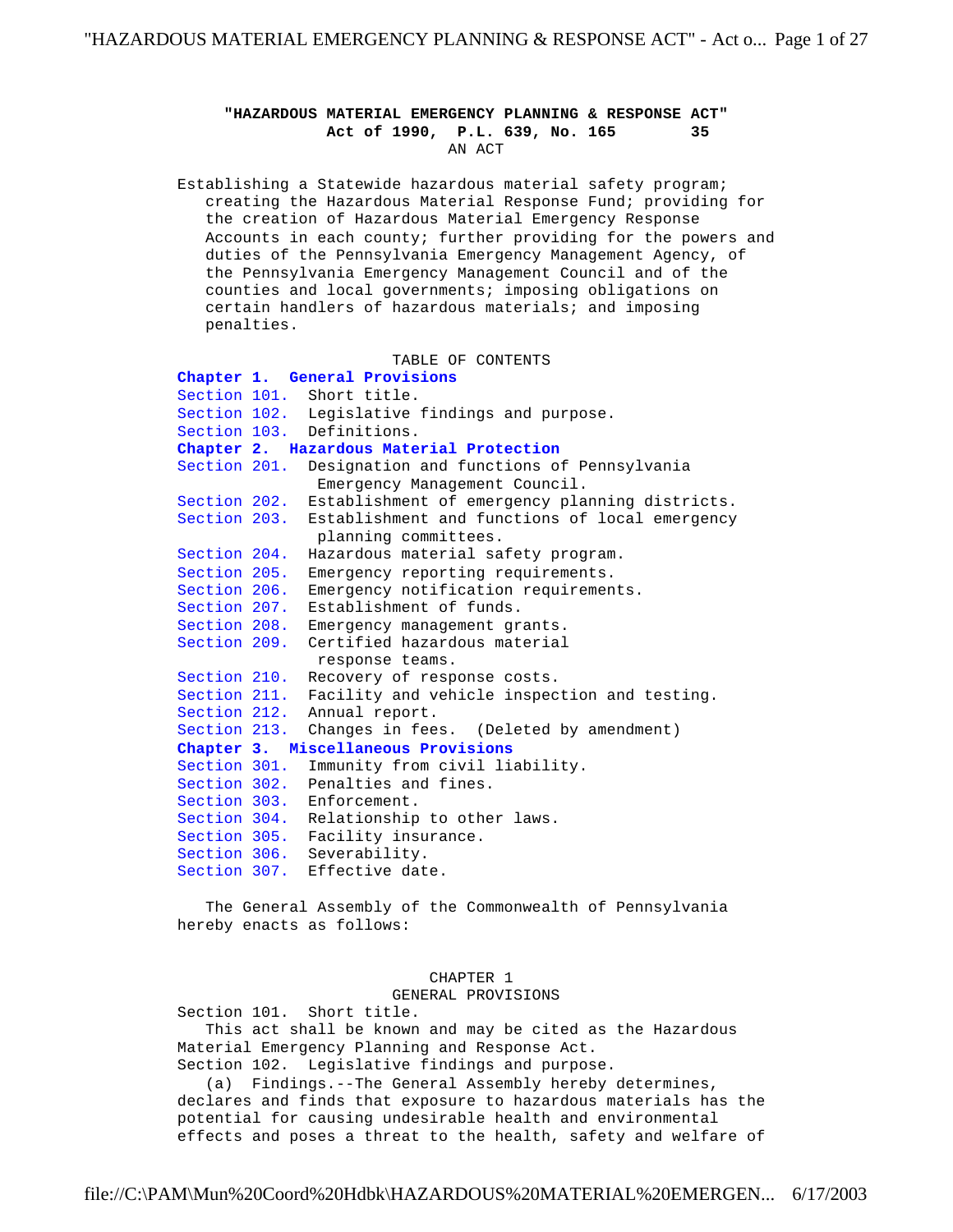# "HAZARDOUS MATERIAL EMERGENCY PLANNING & RESPONSE ACT"

**Act of 1990, P.L. 639, No. 165 35**

AN ACT

Establishing a Statewide hazardous material safety program; creating the Hazardous Material Response Fund; providing for the creation of Hazardous Material Emergency Response Accounts in each county; further providing for the powers and duties of the Pennsylvania Emergency Management Agency, of the Pennsylvania Emergency Management Council and of the counties and local governments; imposing obligations on certain handlers of hazardous materials; and imposing penalties.

TABLE OF CONTENTS

**Chapter 1. General Provisions**

Section 101. Short title.
Section 102. Legislative findings and purpose.
Section 103. Definitions.

**Chapter 2. Hazardous Material Protection**

Section 201. Designation and functions of Pennsylvania Emergency Management Council.
Section 202. Establishment of emergency planning districts.
Section 203. Establishment and functions of local emergency planning committees.
Section 204. Hazardous material safety program.
Section 205. Emergency reporting requirements.
Section 206. Emergency notification requirements.
Section 207. Establishment of funds.
Section 208. Emergency management grants.
Section 209. Certified hazardous material response teams.
Section 210. Recovery of response costs.
Section 211. Facility and vehicle inspection and testing.
Section 212. Annual report.
Section 213. Changes in fees. (Deleted by amendment)

**Chapter 3. Miscellaneous Provisions**

Section 301. Immunity from civil liability.
Section 302. Penalties and fines.
Section 303. Enforcement.
Section 304. Relationship to other laws.
Section 305. Facility insurance.
Section 306. Severability.
Section 307. Effective date.

The General Assembly of the Commonwealth of Pennsylvania hereby enacts as follows:

## CHAPTER 1
## GENERAL PROVISIONS

Section 101. Short title.

This act shall be known and may be cited as the Hazardous Material Emergency Planning and Response Act.

Section 102. Legislative findings and purpose.

(a) Findings.--The General Assembly hereby determines, declares and finds that exposure to hazardous materials has the potential for causing undesirable health and environmental effects and poses a threat to the health, safety and welfare of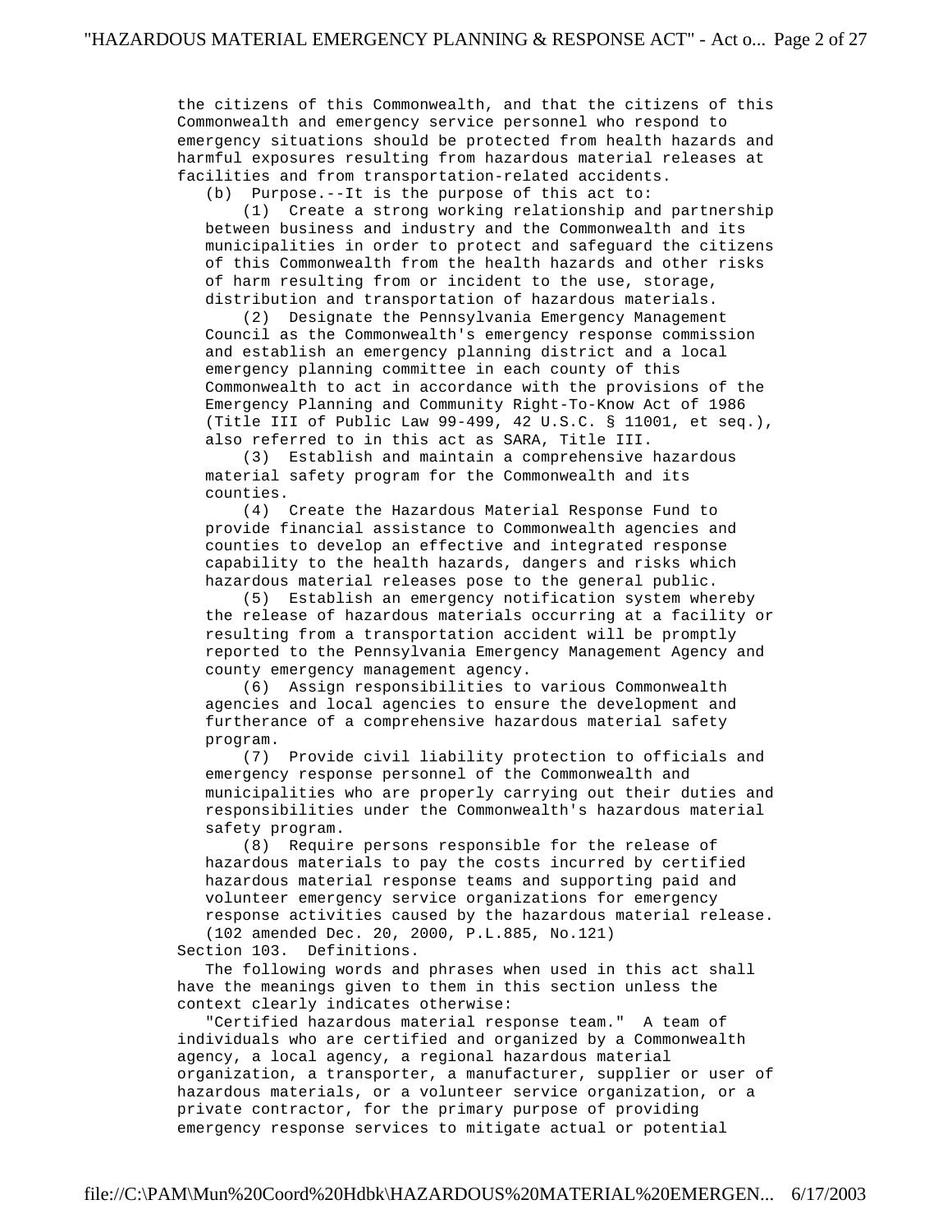the citizens of this Commonwealth, and that the citizens of this Commonwealth and emergency service personnel who respond to emergency situations should be protected from health hazards and harmful exposures resulting from hazardous material releases at facilities and from transportation-related accidents.

(b) Purpose.--It is the purpose of this act to:

(1) Create a strong working relationship and partnership between business and industry and the Commonwealth and its municipalities in order to protect and safeguard the citizens of this Commonwealth from the health hazards and other risks of harm resulting from or incident to the use, storage, distribution and transportation of hazardous materials.

(2) Designate the Pennsylvania Emergency Management Council as the Commonwealth's emergency response commission and establish an emergency planning district and a local emergency planning committee in each county of this Commonwealth to act in accordance with the provisions of the Emergency Planning and Community Right-To-Know Act of 1986 (Title III of Public Law 99-499, 42 U.S.C. § 11001, et seq.), also referred to in this act as SARA, Title III.

(3) Establish and maintain a comprehensive hazardous material safety program for the Commonwealth and its counties.

(4) Create the Hazardous Material Response Fund to provide financial assistance to Commonwealth agencies and counties to develop an effective and integrated response capability to the health hazards, dangers and risks which hazardous material releases pose to the general public.

(5) Establish an emergency notification system whereby the release of hazardous materials occurring at a facility or resulting from a transportation accident will be promptly reported to the Pennsylvania Emergency Management Agency and county emergency management agency.

(6) Assign responsibilities to various Commonwealth agencies and local agencies to ensure the development and furtherance of a comprehensive hazardous material safety program.

(7) Provide civil liability protection to officials and emergency response personnel of the Commonwealth and municipalities who are properly carrying out their duties and responsibilities under the Commonwealth's hazardous material safety program.

(8) Require persons responsible for the release of hazardous materials to pay the costs incurred by certified hazardous material response teams and supporting paid and volunteer emergency service organizations for emergency response activities caused by the hazardous material release.

(102 amended Dec. 20, 2000, P.L.885, No.121)

Section 103. Definitions.

The following words and phrases when used in this act shall have the meanings given to them in this section unless the context clearly indicates otherwise:

"Certified hazardous material response team." A team of individuals who are certified and organized by a Commonwealth agency, a local agency, a regional hazardous material organization, a transporter, a manufacturer, supplier or user of hazardous materials, or a volunteer service organization, or a private contractor, for the primary purpose of providing emergency response services to mitigate actual or potential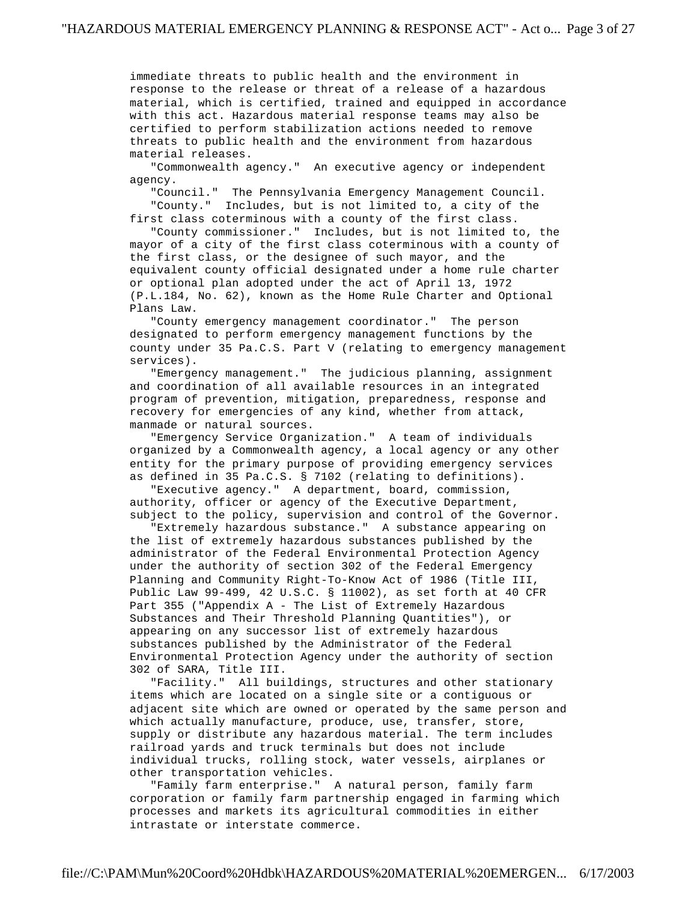immediate threats to public health and the environment in response to the release or threat of a release of a hazardous material, which is certified, trained and equipped in accordance with this act. Hazardous material response teams may also be certified to perform stabilization actions needed to remove threats to public health and the environment from hazardous material releases.

"Commonwealth agency." An executive agency or independent agency.

"Council." The Pennsylvania Emergency Management Council.

"County." Includes, but is not limited to, a city of the first class coterminous with a county of the first class.

"County commissioner." Includes, but is not limited to, the mayor of a city of the first class coterminous with a county of the first class, or the designee of such mayor, and the equivalent county official designated under a home rule charter or optional plan adopted under the act of April 13, 1972 (P.L.184, No. 62), known as the Home Rule Charter and Optional Plans Law.

"County emergency management coordinator." The person designated to perform emergency management functions by the county under 35 Pa.C.S. Part V (relating to emergency management services).

"Emergency management." The judicious planning, assignment and coordination of all available resources in an integrated program of prevention, mitigation, preparedness, response and recovery for emergencies of any kind, whether from attack, manmade or natural sources.

"Emergency Service Organization." A team of individuals organized by a Commonwealth agency, a local agency or any other entity for the primary purpose of providing emergency services as defined in 35 Pa.C.S. § 7102 (relating to definitions).

"Executive agency." A department, board, commission, authority, officer or agency of the Executive Department, subject to the policy, supervision and control of the Governor.

"Extremely hazardous substance." A substance appearing on the list of extremely hazardous substances published by the administrator of the Federal Environmental Protection Agency under the authority of section 302 of the Federal Emergency Planning and Community Right-To-Know Act of 1986 (Title III, Public Law 99-499, 42 U.S.C. § 11002), as set forth at 40 CFR Part 355 ("Appendix A - The List of Extremely Hazardous Substances and Their Threshold Planning Quantities"), or appearing on any successor list of extremely hazardous substances published by the Administrator of the Federal Environmental Protection Agency under the authority of section 302 of SARA, Title III.

"Facility." All buildings, structures and other stationary items which are located on a single site or a contiguous or adjacent site which are owned or operated by the same person and which actually manufacture, produce, use, transfer, store, supply or distribute any hazardous material. The term includes railroad yards and truck terminals but does not include individual trucks, rolling stock, water vessels, airplanes or other transportation vehicles.

"Family farm enterprise." A natural person, family farm corporation or family farm partnership engaged in farming which processes and markets its agricultural commodities in either intrastate or interstate commerce.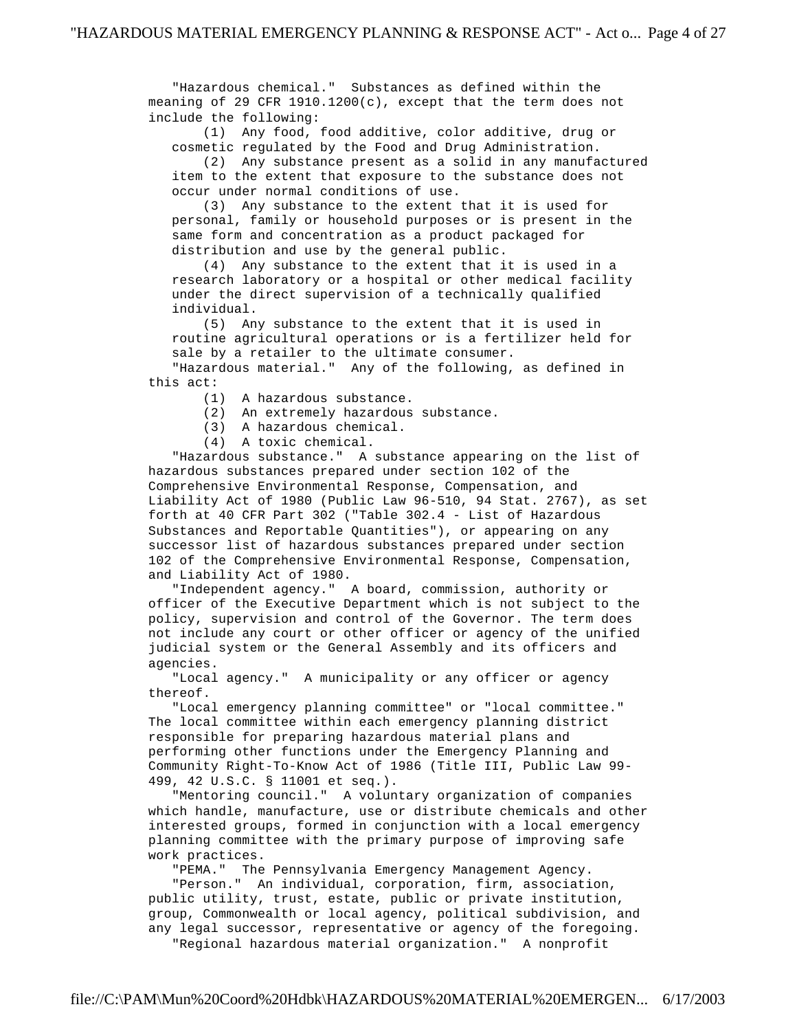"Hazardous chemical." Substances as defined within the meaning of 29 CFR 1910.1200(c), except that the term does not include the following:

(1) Any food, food additive, color additive, drug or cosmetic regulated by the Food and Drug Administration.

(2) Any substance present as a solid in any manufactured item to the extent that exposure to the substance does not occur under normal conditions of use.

(3) Any substance to the extent that it is used for personal, family or household purposes or is present in the same form and concentration as a product packaged for distribution and use by the general public.

(4) Any substance to the extent that it is used in a research laboratory or a hospital or other medical facility under the direct supervision of a technically qualified individual.

(5) Any substance to the extent that it is used in routine agricultural operations or is a fertilizer held for sale by a retailer to the ultimate consumer.

"Hazardous material." Any of the following, as defined in this act:

(1) A hazardous substance.

(2) An extremely hazardous substance.

(3) A hazardous chemical.

(4) A toxic chemical.

"Hazardous substance." A substance appearing on the list of hazardous substances prepared under section 102 of the Comprehensive Environmental Response, Compensation, and Liability Act of 1980 (Public Law 96-510, 94 Stat. 2767), as set forth at 40 CFR Part 302 ("Table 302.4 - List of Hazardous Substances and Reportable Quantities"), or appearing on any successor list of hazardous substances prepared under section 102 of the Comprehensive Environmental Response, Compensation, and Liability Act of 1980.

"Independent agency." A board, commission, authority or officer of the Executive Department which is not subject to the policy, supervision and control of the Governor. The term does not include any court or other officer or agency of the unified judicial system or the General Assembly and its officers and agencies.

"Local agency." A municipality or any officer or agency thereof.

"Local emergency planning committee" or "local committee." The local committee within each emergency planning district responsible for preparing hazardous material plans and performing other functions under the Emergency Planning and Community Right-To-Know Act of 1986 (Title III, Public Law 99-499, 42 U.S.C. § 11001 et seq.).

"Mentoring council." A voluntary organization of companies which handle, manufacture, use or distribute chemicals and other interested groups, formed in conjunction with a local emergency planning committee with the primary purpose of improving safe work practices.

"PEMA." The Pennsylvania Emergency Management Agency.

"Person." An individual, corporation, firm, association, public utility, trust, estate, public or private institution, group, Commonwealth or local agency, political subdivision, and any legal successor, representative or agency of the foregoing.

"Regional hazardous material organization." A nonprofit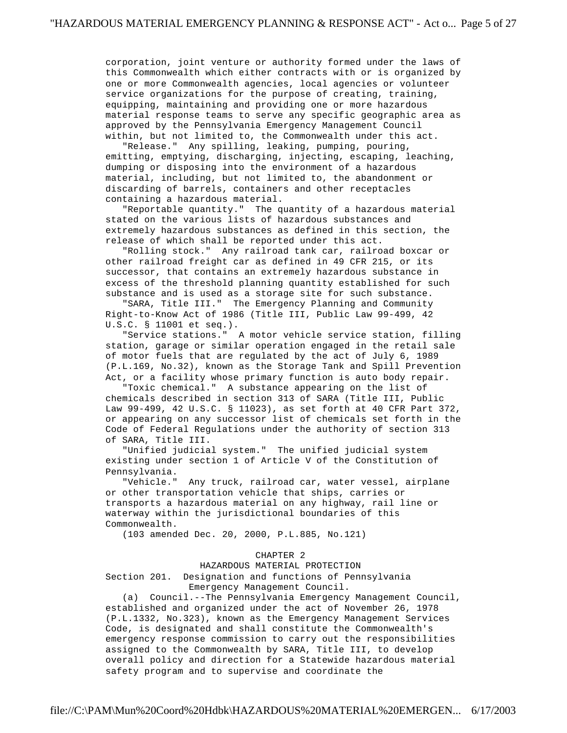corporation, joint venture or authority formed under the laws of this Commonwealth which either contracts with or is organized by one or more Commonwealth agencies, local agencies or volunteer service organizations for the purpose of creating, training, equipping, maintaining and providing one or more hazardous material response teams to serve any specific geographic area as approved by the Pennsylvania Emergency Management Council within, but not limited to, the Commonwealth under this act.

"Release." Any spilling, leaking, pumping, pouring, emitting, emptying, discharging, injecting, escaping, leaching, dumping or disposing into the environment of a hazardous material, including, but not limited to, the abandonment or discarding of barrels, containers and other receptacles containing a hazardous material.

"Reportable quantity." The quantity of a hazardous material stated on the various lists of hazardous substances and extremely hazardous substances as defined in this section, the release of which shall be reported under this act.

"Rolling stock." Any railroad tank car, railroad boxcar or other railroad freight car as defined in 49 CFR 215, or its successor, that contains an extremely hazardous substance in excess of the threshold planning quantity established for such substance and is used as a storage site for such substance.

"SARA, Title III." The Emergency Planning and Community Right-to-Know Act of 1986 (Title III, Public Law 99-499, 42 U.S.C. § 11001 et seq.).

"Service stations." A motor vehicle service station, filling station, garage or similar operation engaged in the retail sale of motor fuels that are regulated by the act of July 6, 1989 (P.L.169, No.32), known as the Storage Tank and Spill Prevention Act, or a facility whose primary function is auto body repair.

"Toxic chemical." A substance appearing on the list of chemicals described in section 313 of SARA (Title III, Public Law 99-499, 42 U.S.C. § 11023), as set forth at 40 CFR Part 372, or appearing on any successor list of chemicals set forth in the Code of Federal Regulations under the authority of section 313 of SARA, Title III.

"Unified judicial system." The unified judicial system existing under section 1 of Article V of the Constitution of Pennsylvania.

"Vehicle." Any truck, railroad car, water vessel, airplane or other transportation vehicle that ships, carries or transports a hazardous material on any highway, rail line or waterway within the jurisdictional boundaries of this Commonwealth.

(103 amended Dec. 20, 2000, P.L.885, No.121)

## CHAPTER 2
## HAZARDOUS MATERIAL PROTECTION

Section 201. Designation and functions of Pennsylvania Emergency Management Council.

(a) Council.--The Pennsylvania Emergency Management Council, established and organized under the act of November 26, 1978 (P.L.1332, No.323), known as the Emergency Management Services Code, is designated and shall constitute the Commonwealth's emergency response commission to carry out the responsibilities assigned to the Commonwealth by SARA, Title III, to develop overall policy and direction for a Statewide hazardous material safety program and to supervise and coordinate the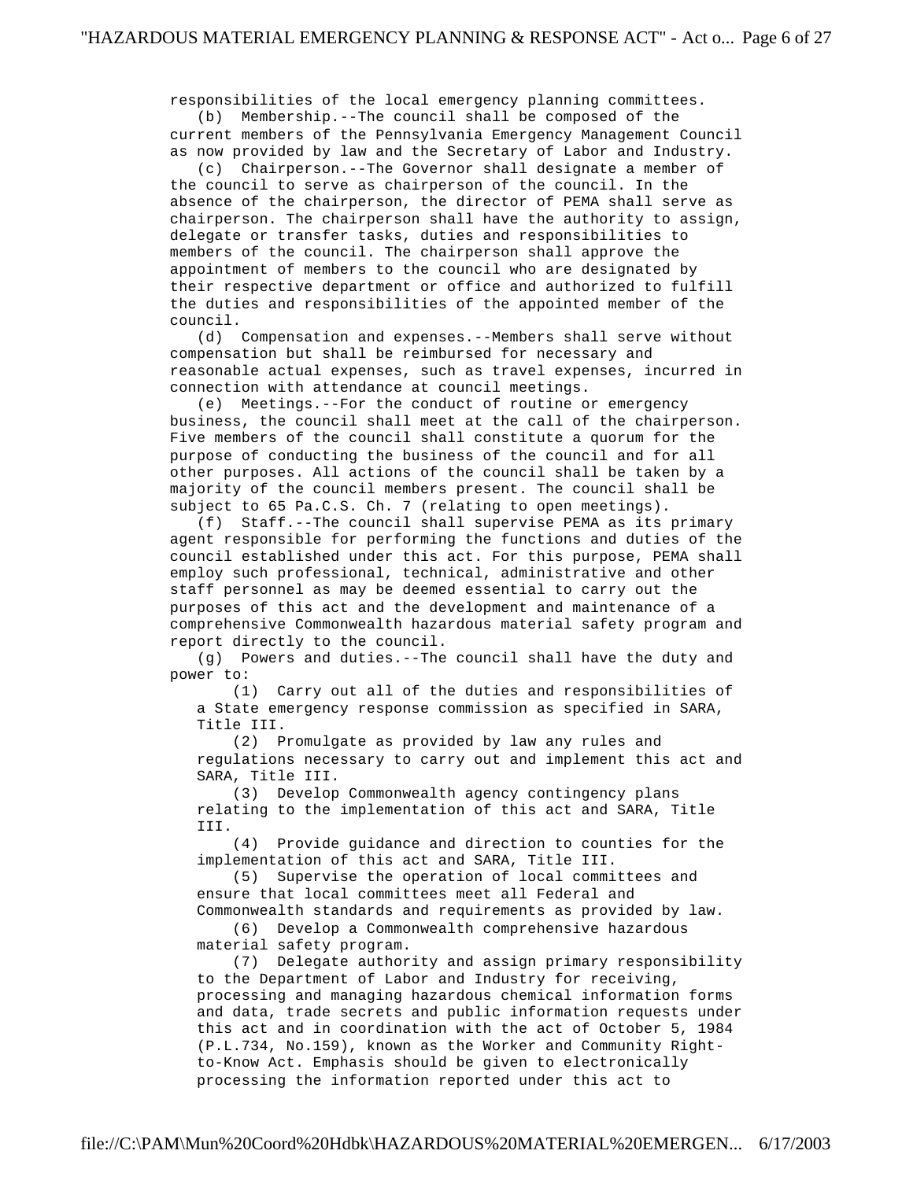responsibilities of the local emergency planning committees.

(b) Membership.--The council shall be composed of the current members of the Pennsylvania Emergency Management Council as now provided by law and the Secretary of Labor and Industry.

(c) Chairperson.--The Governor shall designate a member of the council to serve as chairperson of the council. In the absence of the chairperson, the director of PEMA shall serve as chairperson. The chairperson shall have the authority to assign, delegate or transfer tasks, duties and responsibilities to members of the council. The chairperson shall approve the appointment of members to the council who are designated by their respective department or office and authorized to fulfill the duties and responsibilities of the appointed member of the council.

(d) Compensation and expenses.--Members shall serve without compensation but shall be reimbursed for necessary and reasonable actual expenses, such as travel expenses, incurred in connection with attendance at council meetings.

(e) Meetings.--For the conduct of routine or emergency business, the council shall meet at the call of the chairperson. Five members of the council shall constitute a quorum for the purpose of conducting the business of the council and for all other purposes. All actions of the council shall be taken by a majority of the council members present. The council shall be subject to 65 Pa.C.S. Ch. 7 (relating to open meetings).

(f) Staff.--The council shall supervise PEMA as its primary agent responsible for performing the functions and duties of the council established under this act. For this purpose, PEMA shall employ such professional, technical, administrative and other staff personnel as may be deemed essential to carry out the purposes of this act and the development and maintenance of a comprehensive Commonwealth hazardous material safety program and report directly to the council.

(g) Powers and duties.--The council shall have the duty and power to:

(1) Carry out all of the duties and responsibilities of a State emergency response commission as specified in SARA, Title III.

(2) Promulgate as provided by law any rules and regulations necessary to carry out and implement this act and SARA, Title III.

(3) Develop Commonwealth agency contingency plans relating to the implementation of this act and SARA, Title III.

(4) Provide guidance and direction to counties for the implementation of this act and SARA, Title III.

(5) Supervise the operation of local committees and ensure that local committees meet all Federal and Commonwealth standards and requirements as provided by law.

(6) Develop a Commonwealth comprehensive hazardous material safety program.

(7) Delegate authority and assign primary responsibility to the Department of Labor and Industry for receiving, processing and managing hazardous chemical information forms and data, trade secrets and public information requests under this act and in coordination with the act of October 5, 1984 (P.L.734, No.159), known as the Worker and Community Right-to-Know Act. Emphasis should be given to electronically processing the information reported under this act to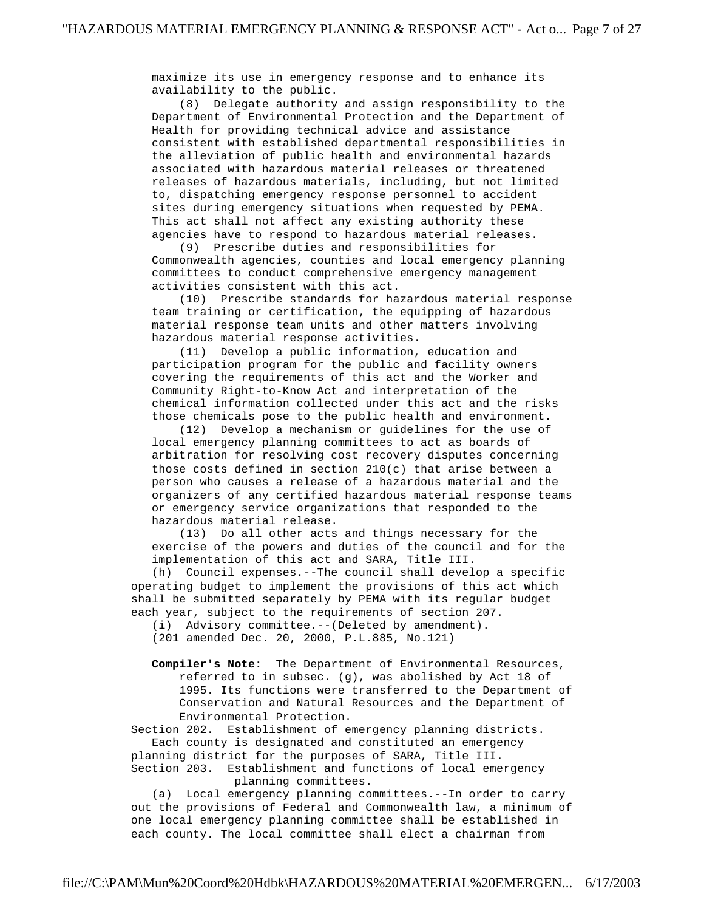maximize its use in emergency response and to enhance its availability to the public.

(8) Delegate authority and assign responsibility to the Department of Environmental Protection and the Department of Health for providing technical advice and assistance consistent with established departmental responsibilities in the alleviation of public health and environmental hazards associated with hazardous material releases or threatened releases of hazardous materials, including, but not limited to, dispatching emergency response personnel to accident sites during emergency situations when requested by PEMA. This act shall not affect any existing authority these agencies have to respond to hazardous material releases.

(9) Prescribe duties and responsibilities for Commonwealth agencies, counties and local emergency planning committees to conduct comprehensive emergency management activities consistent with this act.

(10) Prescribe standards for hazardous material response team training or certification, the equipping of hazardous material response team units and other matters involving hazardous material response activities.

(11) Develop a public information, education and participation program for the public and facility owners covering the requirements of this act and the Worker and Community Right-to-Know Act and interpretation of the chemical information collected under this act and the risks those chemicals pose to the public health and environment.

(12) Develop a mechanism or guidelines for the use of local emergency planning committees to act as boards of arbitration for resolving cost recovery disputes concerning those costs defined in section 210(c) that arise between a person who causes a release of a hazardous material and the organizers of any certified hazardous material response teams or emergency service organizations that responded to the hazardous material release.

(13) Do all other acts and things necessary for the exercise of the powers and duties of the council and for the implementation of this act and SARA, Title III.

(h) Council expenses.--The council shall develop a specific operating budget to implement the provisions of this act which shall be submitted separately by PEMA with its regular budget each year, subject to the requirements of section 207.

(i) Advisory committee.--(Deleted by amendment).

(201 amended Dec. 20, 2000, P.L.885, No.121)

**Compiler's Note:** The Department of Environmental Resources, referred to in subsec. (g), was abolished by Act 18 of 1995. Its functions were transferred to the Department of Conservation and Natural Resources and the Department of Environmental Protection.

Section 202. Establishment of emergency planning districts.

Each county is designated and constituted an emergency planning district for the purposes of SARA, Title III.

Section 203. Establishment and functions of local emergency planning committees.

(a) Local emergency planning committees.--In order to carry out the provisions of Federal and Commonwealth law, a minimum of one local emergency planning committee shall be established in each county. The local committee shall elect a chairman from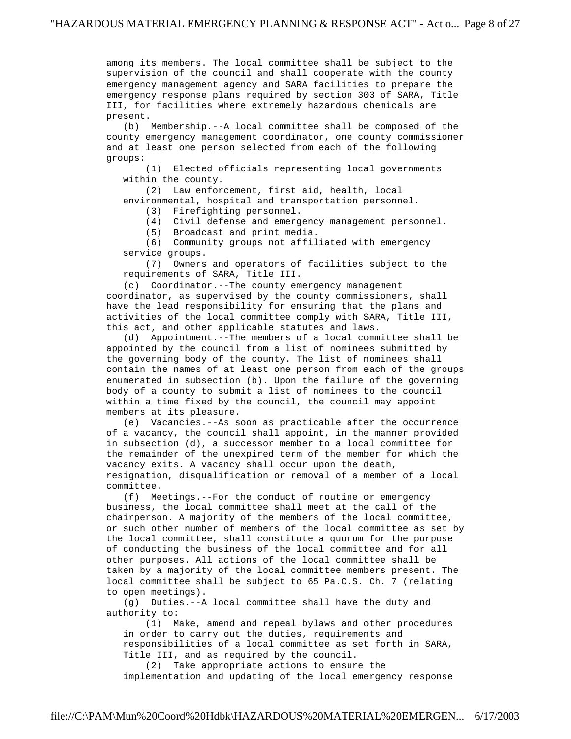among its members. The local committee shall be subject to the supervision of the council and shall cooperate with the county emergency management agency and SARA facilities to prepare the emergency response plans required by section 303 of SARA, Title III, for facilities where extremely hazardous chemicals are present.

(b) Membership.--A local committee shall be composed of the county emergency management coordinator, one county commissioner and at least one person selected from each of the following groups:

(1) Elected officials representing local governments within the county.

(2) Law enforcement, first aid, health, local environmental, hospital and transportation personnel.

(3) Firefighting personnel.

(4) Civil defense and emergency management personnel.

(5) Broadcast and print media.

(6) Community groups not affiliated with emergency service groups.

(7) Owners and operators of facilities subject to the requirements of SARA, Title III.

(c) Coordinator.--The county emergency management coordinator, as supervised by the county commissioners, shall have the lead responsibility for ensuring that the plans and activities of the local committee comply with SARA, Title III, this act, and other applicable statutes and laws.

(d) Appointment.--The members of a local committee shall be appointed by the council from a list of nominees submitted by the governing body of the county. The list of nominees shall contain the names of at least one person from each of the groups enumerated in subsection (b). Upon the failure of the governing body of a county to submit a list of nominees to the council within a time fixed by the council, the council may appoint members at its pleasure.

(e) Vacancies.--As soon as practicable after the occurrence of a vacancy, the council shall appoint, in the manner provided in subsection (d), a successor member to a local committee for the remainder of the unexpired term of the member for which the vacancy exits. A vacancy shall occur upon the death, resignation, disqualification or removal of a member of a local committee.

(f) Meetings.--For the conduct of routine or emergency business, the local committee shall meet at the call of the chairperson. A majority of the members of the local committee, or such other number of members of the local committee as set by the local committee, shall constitute a quorum for the purpose of conducting the business of the local committee and for all other purposes. All actions of the local committee shall be taken by a majority of the local committee members present. The local committee shall be subject to 65 Pa.C.S. Ch. 7 (relating to open meetings).

(g) Duties.--A local committee shall have the duty and authority to:

(1) Make, amend and repeal bylaws and other procedures in order to carry out the duties, requirements and responsibilities of a local committee as set forth in SARA, Title III, and as required by the council.

(2) Take appropriate actions to ensure the implementation and updating of the local emergency response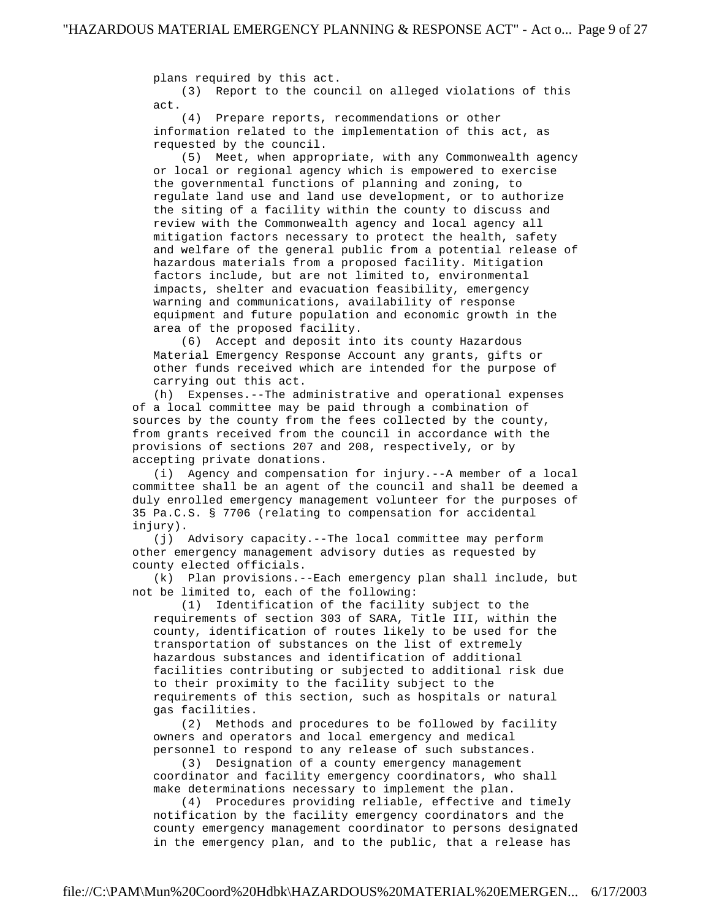plans required by this act.

(3) Report to the council on alleged violations of this act.

(4) Prepare reports, recommendations or other information related to the implementation of this act, as requested by the council.

(5) Meet, when appropriate, with any Commonwealth agency or local or regional agency which is empowered to exercise the governmental functions of planning and zoning, to regulate land use and land use development, or to authorize the siting of a facility within the county to discuss and review with the Commonwealth agency and local agency all mitigation factors necessary to protect the health, safety and welfare of the general public from a potential release of hazardous materials from a proposed facility. Mitigation factors include, but are not limited to, environmental impacts, shelter and evacuation feasibility, emergency warning and communications, availability of response equipment and future population and economic growth in the area of the proposed facility.

(6) Accept and deposit into its county Hazardous Material Emergency Response Account any grants, gifts or other funds received which are intended for the purpose of carrying out this act.

(h) Expenses.--The administrative and operational expenses of a local committee may be paid through a combination of sources by the county from the fees collected by the county, from grants received from the council in accordance with the provisions of sections 207 and 208, respectively, or by accepting private donations.

(i) Agency and compensation for injury.--A member of a local committee shall be an agent of the council and shall be deemed a duly enrolled emergency management volunteer for the purposes of 35 Pa.C.S. § 7706 (relating to compensation for accidental injury).

(j) Advisory capacity.--The local committee may perform other emergency management advisory duties as requested by county elected officials.

(k) Plan provisions.--Each emergency plan shall include, but not be limited to, each of the following:

(1) Identification of the facility subject to the requirements of section 303 of SARA, Title III, within the county, identification of routes likely to be used for the transportation of substances on the list of extremely hazardous substances and identification of additional facilities contributing or subjected to additional risk due to their proximity to the facility subject to the requirements of this section, such as hospitals or natural gas facilities.

(2) Methods and procedures to be followed by facility owners and operators and local emergency and medical personnel to respond to any release of such substances.

(3) Designation of a county emergency management coordinator and facility emergency coordinators, who shall make determinations necessary to implement the plan.

(4) Procedures providing reliable, effective and timely notification by the facility emergency coordinators and the county emergency management coordinator to persons designated in the emergency plan, and to the public, that a release has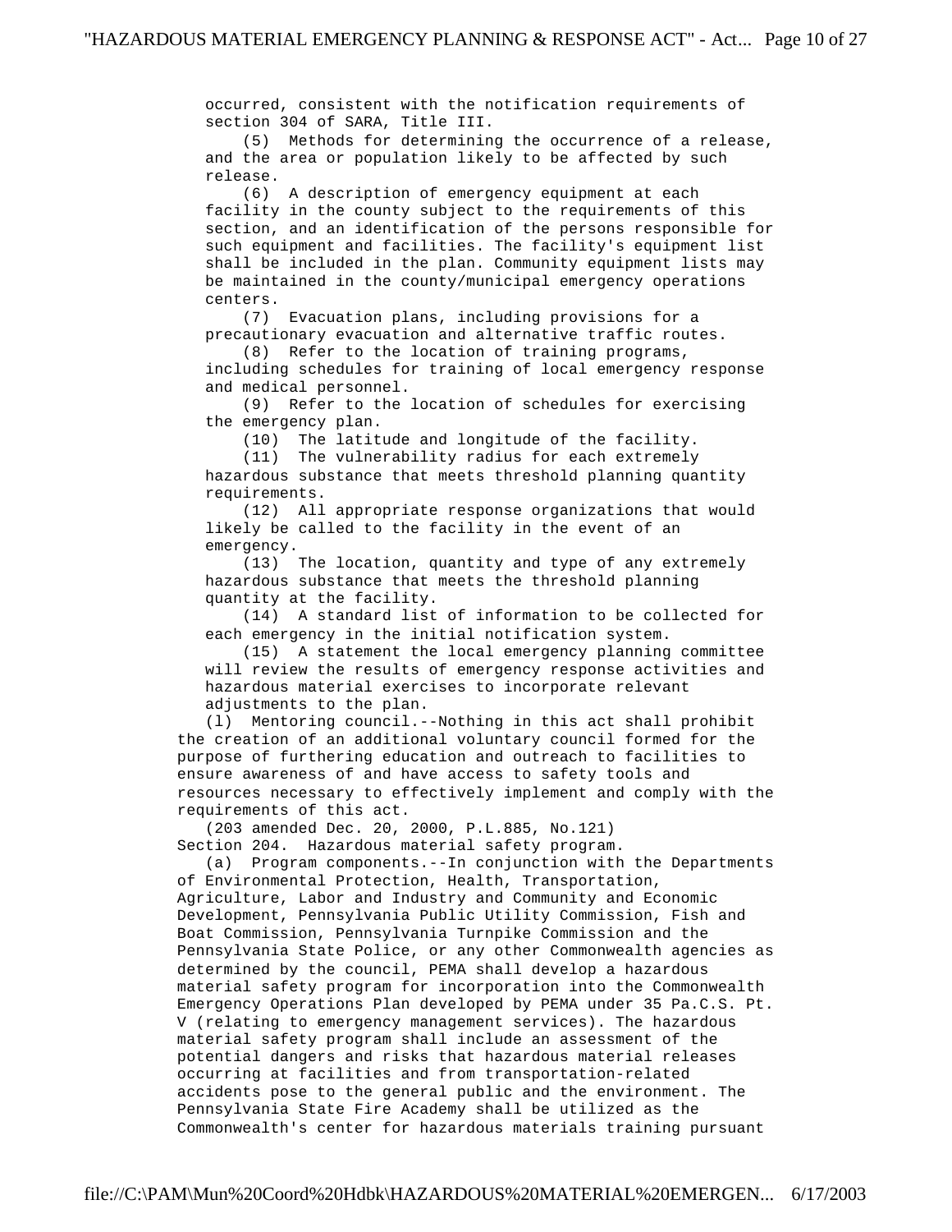occurred, consistent with the notification requirements of section 304 of SARA, Title III.

(5) Methods for determining the occurrence of a release, and the area or population likely to be affected by such release.

(6) A description of emergency equipment at each facility in the county subject to the requirements of this section, and an identification of the persons responsible for such equipment and facilities. The facility's equipment list shall be included in the plan. Community equipment lists may be maintained in the county/municipal emergency operations centers.

(7) Evacuation plans, including provisions for a precautionary evacuation and alternative traffic routes.

(8) Refer to the location of training programs, including schedules for training of local emergency response and medical personnel.

(9) Refer to the location of schedules for exercising the emergency plan.

(10) The latitude and longitude of the facility.

(11) The vulnerability radius for each extremely hazardous substance that meets threshold planning quantity requirements.

(12) All appropriate response organizations that would likely be called to the facility in the event of an emergency.

(13) The location, quantity and type of any extremely hazardous substance that meets the threshold planning quantity at the facility.

(14) A standard list of information to be collected for each emergency in the initial notification system.

(15) A statement the local emergency planning committee will review the results of emergency response activities and hazardous material exercises to incorporate relevant adjustments to the plan.

(l) Mentoring council.--Nothing in this act shall prohibit the creation of an additional voluntary council formed for the purpose of furthering education and outreach to facilities to ensure awareness of and have access to safety tools and resources necessary to effectively implement and comply with the requirements of this act.

(203 amended Dec. 20, 2000, P.L.885, No.121)

Section 204. Hazardous material safety program.

(a) Program components.--In conjunction with the Departments of Environmental Protection, Health, Transportation, Agriculture, Labor and Industry and Community and Economic Development, Pennsylvania Public Utility Commission, Fish and Boat Commission, Pennsylvania Turnpike Commission and the Pennsylvania State Police, or any other Commonwealth agencies as determined by the council, PEMA shall develop a hazardous material safety program for incorporation into the Commonwealth Emergency Operations Plan developed by PEMA under 35 Pa.C.S. Pt. V (relating to emergency management services). The hazardous material safety program shall include an assessment of the potential dangers and risks that hazardous material releases occurring at facilities and from transportation-related accidents pose to the general public and the environment. The Pennsylvania State Fire Academy shall be utilized as the Commonwealth's center for hazardous materials training pursuant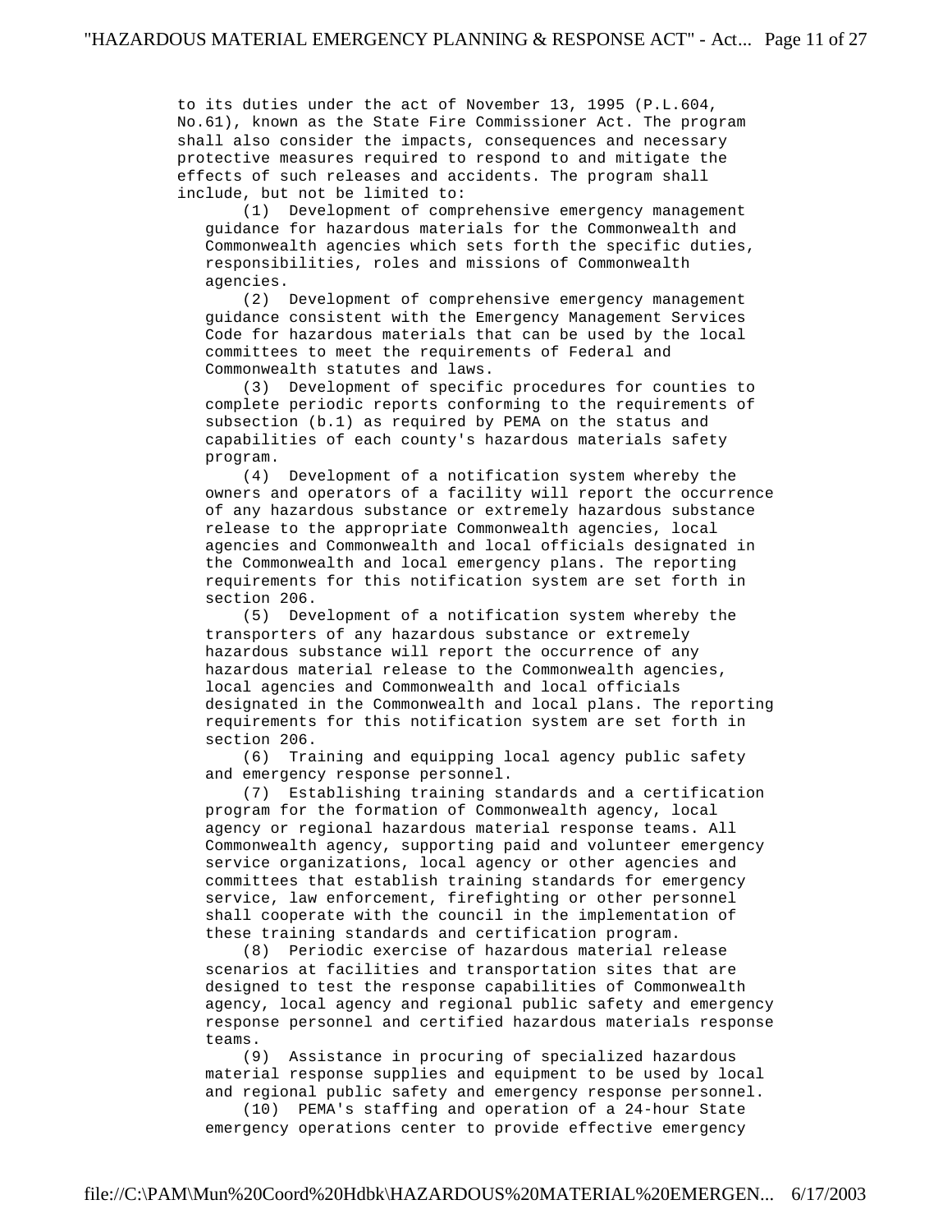to its duties under the act of November 13, 1995 (P.L.604, No.61), known as the State Fire Commissioner Act. The program shall also consider the impacts, consequences and necessary protective measures required to respond to and mitigate the effects of such releases and accidents. The program shall include, but not be limited to:

(1) Development of comprehensive emergency management guidance for hazardous materials for the Commonwealth and Commonwealth agencies which sets forth the specific duties, responsibilities, roles and missions of Commonwealth agencies.

(2) Development of comprehensive emergency management guidance consistent with the Emergency Management Services Code for hazardous materials that can be used by the local committees to meet the requirements of Federal and Commonwealth statutes and laws.

(3) Development of specific procedures for counties to complete periodic reports conforming to the requirements of subsection (b.1) as required by PEMA on the status and capabilities of each county's hazardous materials safety program.

(4) Development of a notification system whereby the owners and operators of a facility will report the occurrence of any hazardous substance or extremely hazardous substance release to the appropriate Commonwealth agencies, local agencies and Commonwealth and local officials designated in the Commonwealth and local emergency plans. The reporting requirements for this notification system are set forth in section 206.

(5) Development of a notification system whereby the transporters of any hazardous substance or extremely hazardous substance will report the occurrence of any hazardous material release to the Commonwealth agencies, local agencies and Commonwealth and local officials designated in the Commonwealth and local plans. The reporting requirements for this notification system are set forth in section 206.

(6) Training and equipping local agency public safety and emergency response personnel.

(7) Establishing training standards and a certification program for the formation of Commonwealth agency, local agency or regional hazardous material response teams. All Commonwealth agency, supporting paid and volunteer emergency service organizations, local agency or other agencies and committees that establish training standards for emergency service, law enforcement, firefighting or other personnel shall cooperate with the council in the implementation of these training standards and certification program.

(8) Periodic exercise of hazardous material release scenarios at facilities and transportation sites that are designed to test the response capabilities of Commonwealth agency, local agency and regional public safety and emergency response personnel and certified hazardous materials response teams.

(9) Assistance in procuring of specialized hazardous material response supplies and equipment to be used by local and regional public safety and emergency response personnel.

(10) PEMA's staffing and operation of a 24-hour State emergency operations center to provide effective emergency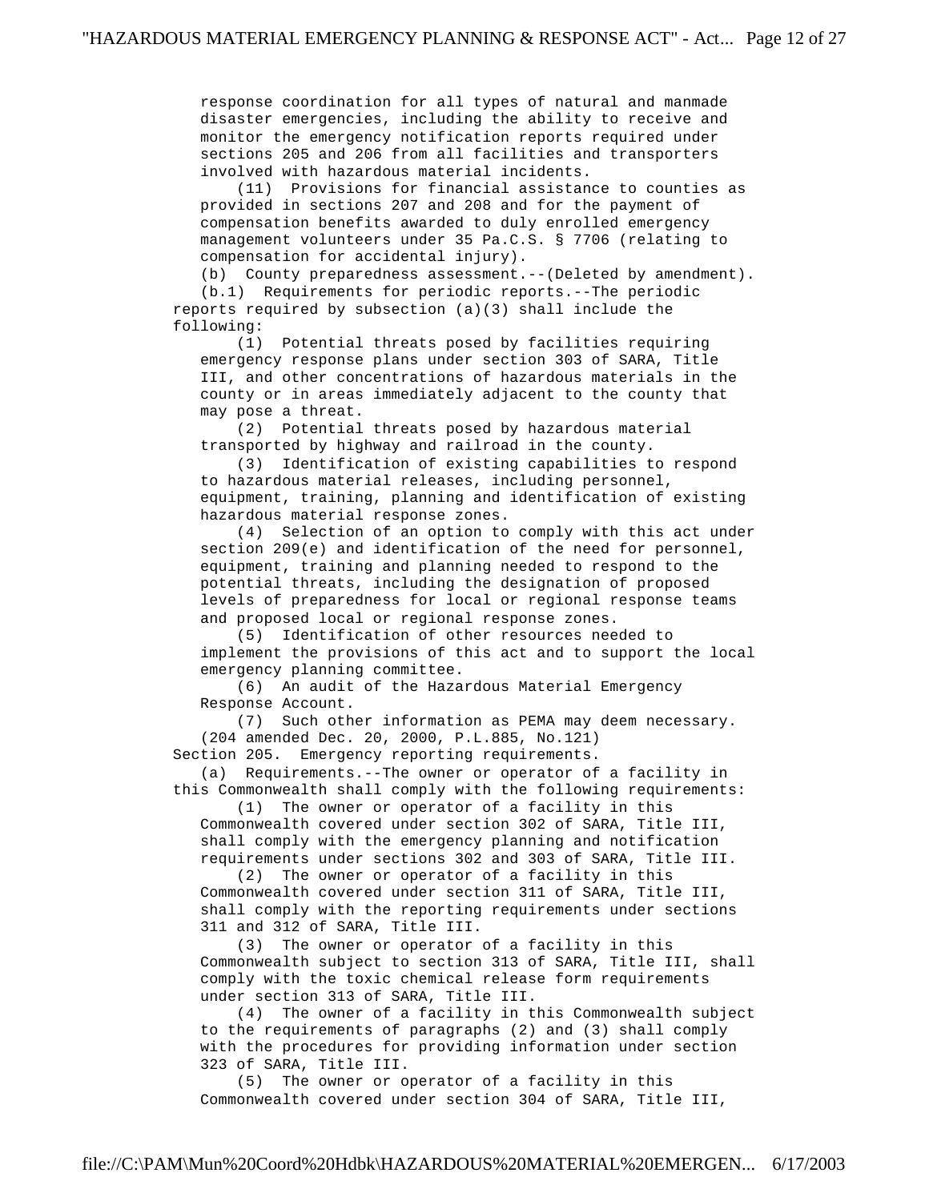response coordination for all types of natural and manmade disaster emergencies, including the ability to receive and monitor the emergency notification reports required under sections 205 and 206 from all facilities and transporters involved with hazardous material incidents.

(11) Provisions for financial assistance to counties as provided in sections 207 and 208 and for the payment of compensation benefits awarded to duly enrolled emergency management volunteers under 35 Pa.C.S. § 7706 (relating to compensation for accidental injury).

(b) County preparedness assessment.--(Deleted by amendment).

(b.1) Requirements for periodic reports.--The periodic reports required by subsection (a)(3) shall include the following:

(1) Potential threats posed by facilities requiring emergency response plans under section 303 of SARA, Title III, and other concentrations of hazardous materials in the county or in areas immediately adjacent to the county that may pose a threat.

(2) Potential threats posed by hazardous material transported by highway and railroad in the county.

(3) Identification of existing capabilities to respond to hazardous material releases, including personnel, equipment, training, planning and identification of existing hazardous material response zones.

(4) Selection of an option to comply with this act under section 209(e) and identification of the need for personnel, equipment, training and planning needed to respond to the potential threats, including the designation of proposed levels of preparedness for local or regional response teams and proposed local or regional response zones.

(5) Identification of other resources needed to implement the provisions of this act and to support the local emergency planning committee.

(6) An audit of the Hazardous Material Emergency Response Account.

(7) Such other information as PEMA may deem necessary.

(204 amended Dec. 20, 2000, P.L.885, No.121)

Section 205. Emergency reporting requirements.

(a) Requirements.--The owner or operator of a facility in this Commonwealth shall comply with the following requirements:

(1) The owner or operator of a facility in this Commonwealth covered under section 302 of SARA, Title III, shall comply with the emergency planning and notification requirements under sections 302 and 303 of SARA, Title III.

(2) The owner or operator of a facility in this Commonwealth covered under section 311 of SARA, Title III, shall comply with the reporting requirements under sections 311 and 312 of SARA, Title III.

(3) The owner or operator of a facility in this Commonwealth subject to section 313 of SARA, Title III, shall comply with the toxic chemical release form requirements under section 313 of SARA, Title III.

(4) The owner of a facility in this Commonwealth subject to the requirements of paragraphs (2) and (3) shall comply with the procedures for providing information under section 323 of SARA, Title III.

(5) The owner or operator of a facility in this Commonwealth covered under section 304 of SARA, Title III,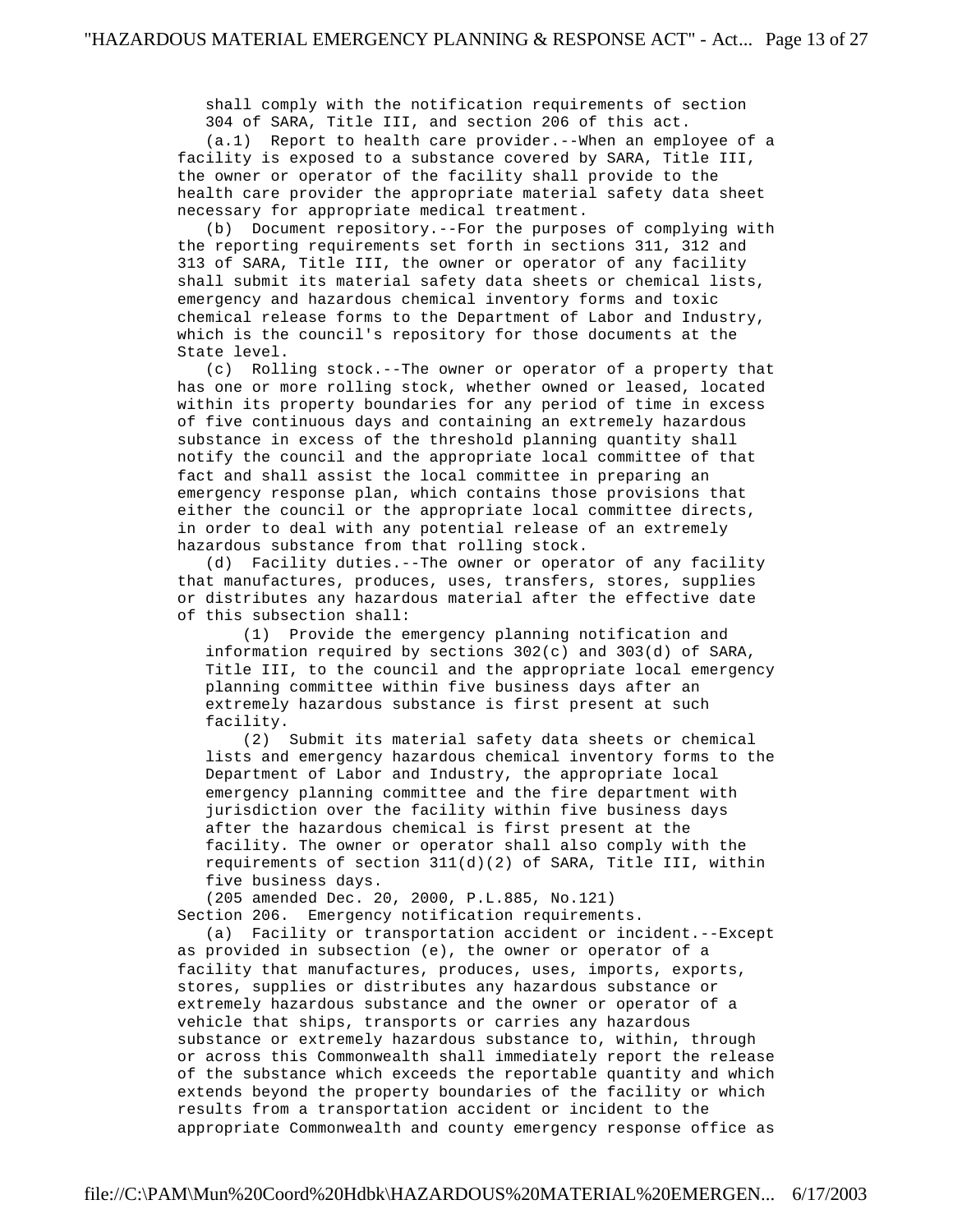shall comply with the notification requirements of section 304 of SARA, Title III, and section 206 of this act.

(a.1) Report to health care provider.--When an employee of a facility is exposed to a substance covered by SARA, Title III, the owner or operator of the facility shall provide to the health care provider the appropriate material safety data sheet necessary for appropriate medical treatment.

(b) Document repository.--For the purposes of complying with the reporting requirements set forth in sections 311, 312 and 313 of SARA, Title III, the owner or operator of any facility shall submit its material safety data sheets or chemical lists, emergency and hazardous chemical inventory forms and toxic chemical release forms to the Department of Labor and Industry, which is the council's repository for those documents at the State level.

(c) Rolling stock.--The owner or operator of a property that has one or more rolling stock, whether owned or leased, located within its property boundaries for any period of time in excess of five continuous days and containing an extremely hazardous substance in excess of the threshold planning quantity shall notify the council and the appropriate local committee of that fact and shall assist the local committee in preparing an emergency response plan, which contains those provisions that either the council or the appropriate local committee directs, in order to deal with any potential release of an extremely hazardous substance from that rolling stock.

(d) Facility duties.--The owner or operator of any facility that manufactures, produces, uses, transfers, stores, supplies or distributes any hazardous material after the effective date of this subsection shall:

(1) Provide the emergency planning notification and information required by sections 302(c) and 303(d) of SARA, Title III, to the council and the appropriate local emergency planning committee within five business days after an extremely hazardous substance is first present at such facility.

(2) Submit its material safety data sheets or chemical lists and emergency hazardous chemical inventory forms to the Department of Labor and Industry, the appropriate local emergency planning committee and the fire department with jurisdiction over the facility within five business days after the hazardous chemical is first present at the facility. The owner or operator shall also comply with the requirements of section 311(d)(2) of SARA, Title III, within five business days.

(205 amended Dec. 20, 2000, P.L.885, No.121)

Section 206. Emergency notification requirements.

(a) Facility or transportation accident or incident.--Except as provided in subsection (e), the owner or operator of a facility that manufactures, produces, uses, imports, exports, stores, supplies or distributes any hazardous substance or extremely hazardous substance and the owner or operator of a vehicle that ships, transports or carries any hazardous substance or extremely hazardous substance to, within, through or across this Commonwealth shall immediately report the release of the substance which exceeds the reportable quantity and which extends beyond the property boundaries of the facility or which results from a transportation accident or incident to the appropriate Commonwealth and county emergency response office as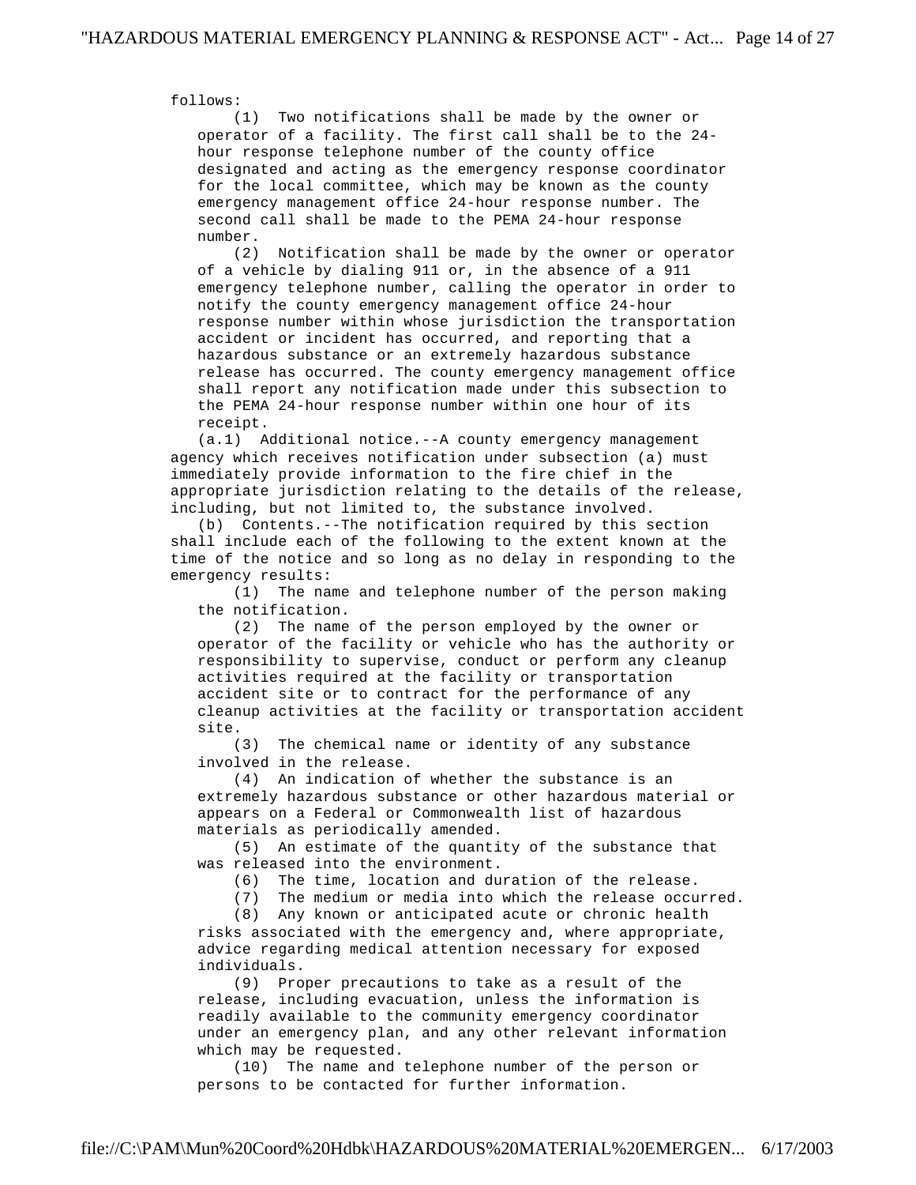follows:

(1) Two notifications shall be made by the owner or operator of a facility. The first call shall be to the 24-hour response telephone number of the county office designated and acting as the emergency response coordinator for the local committee, which may be known as the county emergency management office 24-hour response number. The second call shall be made to the PEMA 24-hour response number.

(2) Notification shall be made by the owner or operator of a vehicle by dialing 911 or, in the absence of a 911 emergency telephone number, calling the operator in order to notify the county emergency management office 24-hour response number within whose jurisdiction the transportation accident or incident has occurred, and reporting that a hazardous substance or an extremely hazardous substance release has occurred. The county emergency management office shall report any notification made under this subsection to the PEMA 24-hour response number within one hour of its receipt.

(a.1) Additional notice.--A county emergency management agency which receives notification under subsection (a) must immediately provide information to the fire chief in the appropriate jurisdiction relating to the details of the release, including, but not limited to, the substance involved.

(b) Contents.--The notification required by this section shall include each of the following to the extent known at the time of the notice and so long as no delay in responding to the emergency results:

(1) The name and telephone number of the person making the notification.

(2) The name of the person employed by the owner or operator of the facility or vehicle who has the authority or responsibility to supervise, conduct or perform any cleanup activities required at the facility or transportation accident site or to contract for the performance of any cleanup activities at the facility or transportation accident site.

(3) The chemical name or identity of any substance involved in the release.

(4) An indication of whether the substance is an extremely hazardous substance or other hazardous material or appears on a Federal or Commonwealth list of hazardous materials as periodically amended.

(5) An estimate of the quantity of the substance that was released into the environment.

(6) The time, location and duration of the release.

(7) The medium or media into which the release occurred.

(8) Any known or anticipated acute or chronic health risks associated with the emergency and, where appropriate, advice regarding medical attention necessary for exposed individuals.

(9) Proper precautions to take as a result of the release, including evacuation, unless the information is readily available to the community emergency coordinator under an emergency plan, and any other relevant information which may be requested.

(10) The name and telephone number of the person or persons to be contacted for further information.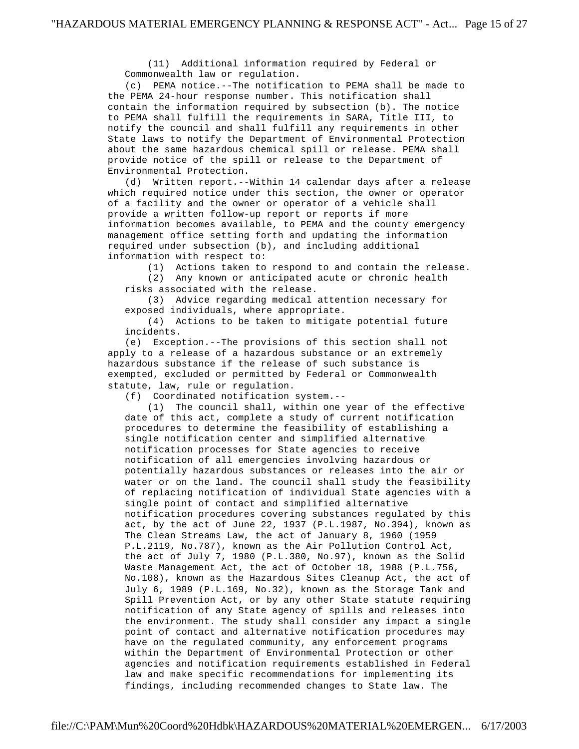(11) Additional information required by Federal or Commonwealth law or regulation.

(c) PEMA notice.--The notification to PEMA shall be made to the PEMA 24-hour response number. This notification shall contain the information required by subsection (b). The notice to PEMA shall fulfill the requirements in SARA, Title III, to notify the council and shall fulfill any requirements in other State laws to notify the Department of Environmental Protection about the same hazardous chemical spill or release. PEMA shall provide notice of the spill or release to the Department of Environmental Protection.

(d) Written report.--Within 14 calendar days after a release which required notice under this section, the owner or operator of a facility and the owner or operator of a vehicle shall provide a written follow-up report or reports if more information becomes available, to PEMA and the county emergency management office setting forth and updating the information required under subsection (b), and including additional information with respect to:

(1) Actions taken to respond to and contain the release.

(2) Any known or anticipated acute or chronic health risks associated with the release.

(3) Advice regarding medical attention necessary for exposed individuals, where appropriate.

(4) Actions to be taken to mitigate potential future incidents.

(e) Exception.--The provisions of this section shall not apply to a release of a hazardous substance or an extremely hazardous substance if the release of such substance is exempted, excluded or permitted by Federal or Commonwealth statute, law, rule or regulation.

(f) Coordinated notification system.--

(1) The council shall, within one year of the effective date of this act, complete a study of current notification procedures to determine the feasibility of establishing a single notification center and simplified alternative notification processes for State agencies to receive notification of all emergencies involving hazardous or potentially hazardous substances or releases into the air or water or on the land. The council shall study the feasibility of replacing notification of individual State agencies with a single point of contact and simplified alternative notification procedures covering substances regulated by this act, by the act of June 22, 1937 (P.L.1987, No.394), known as The Clean Streams Law, the act of January 8, 1960 (1959 P.L.2119, No.787), known as the Air Pollution Control Act, the act of July 7, 1980 (P.L.380, No.97), known as the Solid Waste Management Act, the act of October 18, 1988 (P.L.756, No.108), known as the Hazardous Sites Cleanup Act, the act of July 6, 1989 (P.L.169, No.32), known as the Storage Tank and Spill Prevention Act, or by any other State statute requiring notification of any State agency of spills and releases into the environment. The study shall consider any impact a single point of contact and alternative notification procedures may have on the regulated community, any enforcement programs within the Department of Environmental Protection or other agencies and notification requirements established in Federal law and make specific recommendations for implementing its findings, including recommended changes to State law. The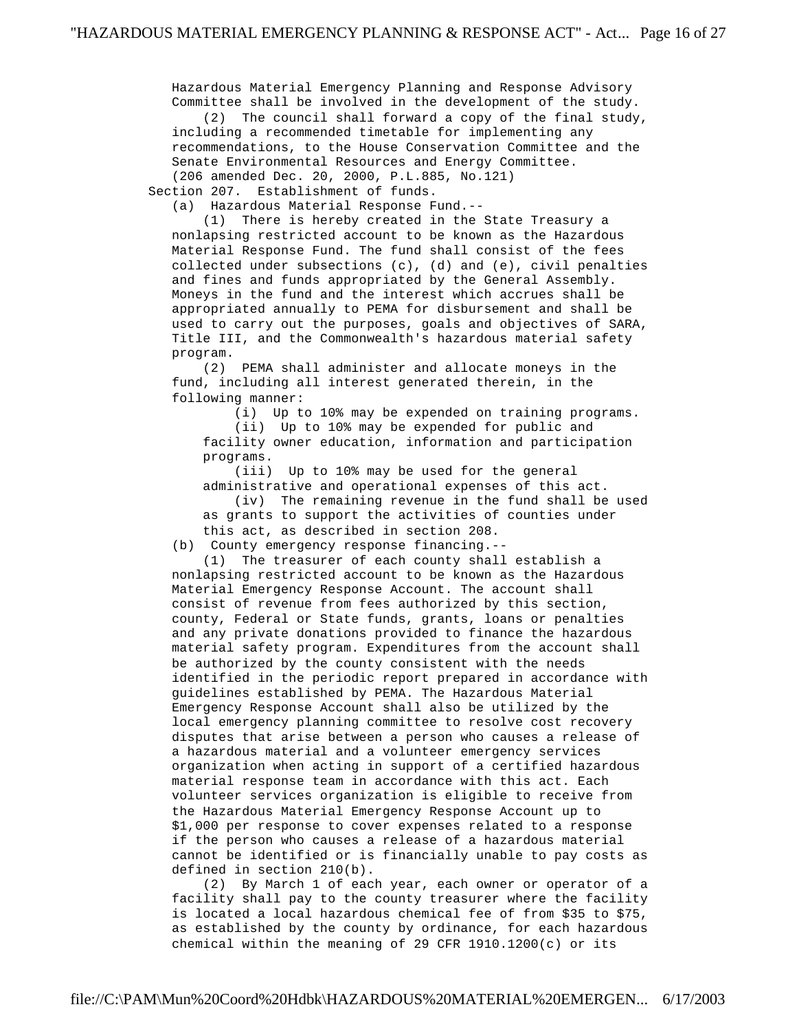Hazardous Material Emergency Planning and Response Advisory Committee shall be involved in the development of the study.

(2) The council shall forward a copy of the final study, including a recommended timetable for implementing any recommendations, to the House Conservation Committee and the Senate Environmental Resources and Energy Committee.

(206 amended Dec. 20, 2000, P.L.885, No.121)

Section 207. Establishment of funds.

(a) Hazardous Material Response Fund.--

(1) There is hereby created in the State Treasury a nonlapsing restricted account to be known as the Hazardous Material Response Fund. The fund shall consist of the fees collected under subsections (c), (d) and (e), civil penalties and fines and funds appropriated by the General Assembly. Moneys in the fund and the interest which accrues shall be appropriated annually to PEMA for disbursement and shall be used to carry out the purposes, goals and objectives of SARA, Title III, and the Commonwealth's hazardous material safety program.

(2) PEMA shall administer and allocate moneys in the fund, including all interest generated therein, in the following manner:

(i) Up to 10% may be expended on training programs.

(ii) Up to 10% may be expended for public and facility owner education, information and participation programs.

(iii) Up to 10% may be used for the general administrative and operational expenses of this act.

(iv) The remaining revenue in the fund shall be used as grants to support the activities of counties under this act, as described in section 208.

(b) County emergency response financing.--

(1) The treasurer of each county shall establish a nonlapsing restricted account to be known as the Hazardous Material Emergency Response Account. The account shall consist of revenue from fees authorized by this section, county, Federal or State funds, grants, loans or penalties and any private donations provided to finance the hazardous material safety program. Expenditures from the account shall be authorized by the county consistent with the needs identified in the periodic report prepared in accordance with guidelines established by PEMA. The Hazardous Material Emergency Response Account shall also be utilized by the local emergency planning committee to resolve cost recovery disputes that arise between a person who causes a release of a hazardous material and a volunteer emergency services organization when acting in support of a certified hazardous material response team in accordance with this act. Each volunteer services organization is eligible to receive from the Hazardous Material Emergency Response Account up to $1,000 per response to cover expenses related to a response if the person who causes a release of a hazardous material cannot be identified or is financially unable to pay costs as defined in section 210(b).

(2) By March 1 of each year, each owner or operator of a facility shall pay to the county treasurer where the facility is located a local hazardous chemical fee of from $35 to $75, as established by the county by ordinance, for each hazardous chemical within the meaning of 29 CFR 1910.1200(c) or its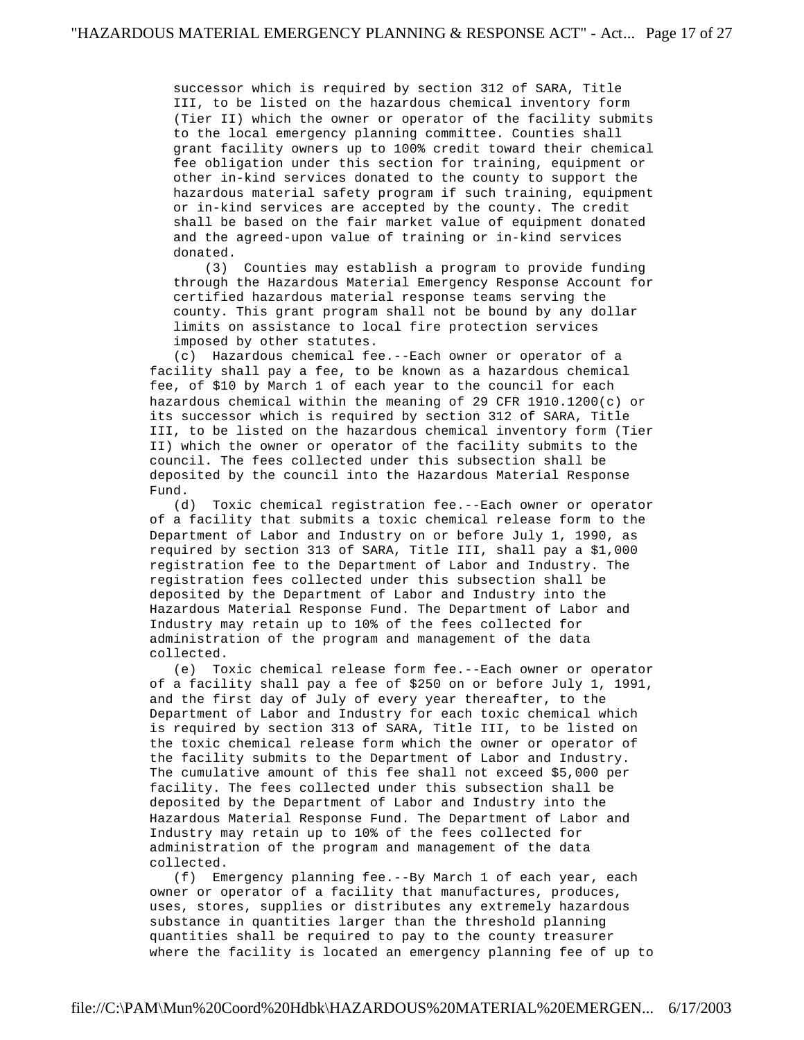successor which is required by section 312 of SARA, Title III, to be listed on the hazardous chemical inventory form (Tier II) which the owner or operator of the facility submits to the local emergency planning committee. Counties shall grant facility owners up to 100% credit toward their chemical fee obligation under this section for training, equipment or other in-kind services donated to the county to support the hazardous material safety program if such training, equipment or in-kind services are accepted by the county. The credit shall be based on the fair market value of equipment donated and the agreed-upon value of training or in-kind services donated.

(3) Counties may establish a program to provide funding through the Hazardous Material Emergency Response Account for certified hazardous material response teams serving the county. This grant program shall not be bound by any dollar limits on assistance to local fire protection services imposed by other statutes.

(c) Hazardous chemical fee.--Each owner or operator of a facility shall pay a fee, to be known as a hazardous chemical fee, of $10 by March 1 of each year to the council for each hazardous chemical within the meaning of 29 CFR 1910.1200(c) or its successor which is required by section 312 of SARA, Title III, to be listed on the hazardous chemical inventory form (Tier II) which the owner or operator of the facility submits to the council. The fees collected under this subsection shall be deposited by the council into the Hazardous Material Response Fund.

(d) Toxic chemical registration fee.--Each owner or operator of a facility that submits a toxic chemical release form to the Department of Labor and Industry on or before July 1, 1990, as required by section 313 of SARA, Title III, shall pay a $1,000 registration fee to the Department of Labor and Industry. The registration fees collected under this subsection shall be deposited by the Department of Labor and Industry into the Hazardous Material Response Fund. The Department of Labor and Industry may retain up to 10% of the fees collected for administration of the program and management of the data collected.

(e) Toxic chemical release form fee.--Each owner or operator of a facility shall pay a fee of $250 on or before July 1, 1991, and the first day of July of every year thereafter, to the Department of Labor and Industry for each toxic chemical which is required by section 313 of SARA, Title III, to be listed on the toxic chemical release form which the owner or operator of the facility submits to the Department of Labor and Industry. The cumulative amount of this fee shall not exceed $5,000 per facility. The fees collected under this subsection shall be deposited by the Department of Labor and Industry into the Hazardous Material Response Fund. The Department of Labor and Industry may retain up to 10% of the fees collected for administration of the program and management of the data collected.

(f) Emergency planning fee.--By March 1 of each year, each owner or operator of a facility that manufactures, produces, uses, stores, supplies or distributes any extremely hazardous substance in quantities larger than the threshold planning quantities shall be required to pay to the county treasurer where the facility is located an emergency planning fee of up to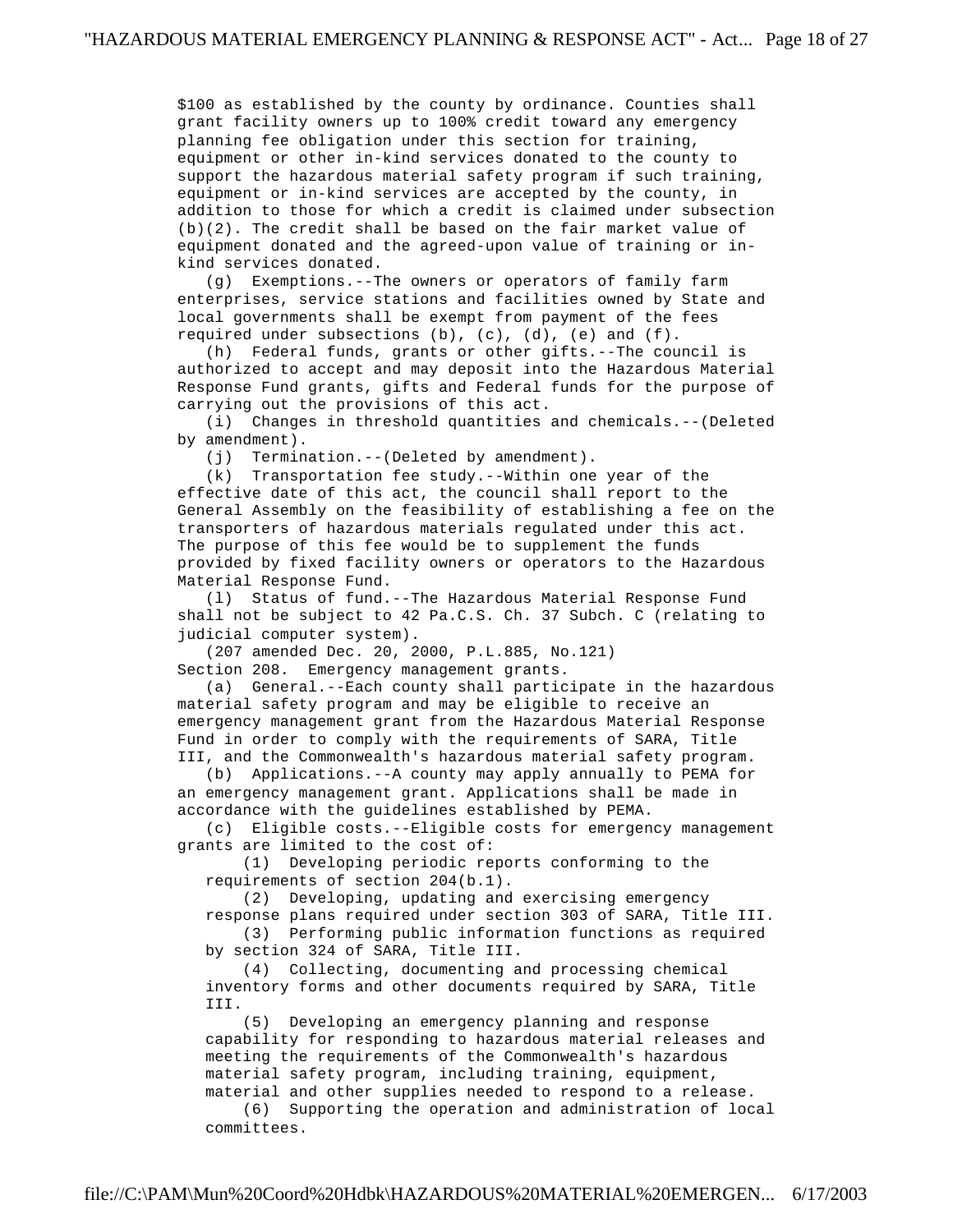$100 as established by the county by ordinance. Counties shall grant facility owners up to 100% credit toward any emergency planning fee obligation under this section for training, equipment or other in-kind services donated to the county to support the hazardous material safety program if such training, equipment or in-kind services are accepted by the county, in addition to those for which a credit is claimed under subsection (b)(2). The credit shall be based on the fair market value of equipment donated and the agreed-upon value of training or in-kind services donated.

(g) Exemptions.--The owners or operators of family farm enterprises, service stations and facilities owned by State and local governments shall be exempt from payment of the fees required under subsections (b), (c), (d), (e) and (f).

(h) Federal funds, grants or other gifts.--The council is authorized to accept and may deposit into the Hazardous Material Response Fund grants, gifts and Federal funds for the purpose of carrying out the provisions of this act.

(i) Changes in threshold quantities and chemicals.--(Deleted by amendment).

(j) Termination.--(Deleted by amendment).

(k) Transportation fee study.--Within one year of the effective date of this act, the council shall report to the General Assembly on the feasibility of establishing a fee on the transporters of hazardous materials regulated under this act. The purpose of this fee would be to supplement the funds provided by fixed facility owners or operators to the Hazardous Material Response Fund.

(l) Status of fund.--The Hazardous Material Response Fund shall not be subject to 42 Pa.C.S. Ch. 37 Subch. C (relating to judicial computer system).

(207 amended Dec. 20, 2000, P.L.885, No.121)

Section 208. Emergency management grants.

(a) General.--Each county shall participate in the hazardous material safety program and may be eligible to receive an emergency management grant from the Hazardous Material Response Fund in order to comply with the requirements of SARA, Title III, and the Commonwealth's hazardous material safety program.

(b) Applications.--A county may apply annually to PEMA for an emergency management grant. Applications shall be made in accordance with the guidelines established by PEMA.

(c) Eligible costs.--Eligible costs for emergency management grants are limited to the cost of:

(1) Developing periodic reports conforming to the requirements of section 204(b.1).

(2) Developing, updating and exercising emergency response plans required under section 303 of SARA, Title III.

(3) Performing public information functions as required by section 324 of SARA, Title III.

(4) Collecting, documenting and processing chemical inventory forms and other documents required by SARA, Title III.

(5) Developing an emergency planning and response capability for responding to hazardous material releases and meeting the requirements of the Commonwealth's hazardous material safety program, including training, equipment, material and other supplies needed to respond to a release.

(6) Supporting the operation and administration of local committees.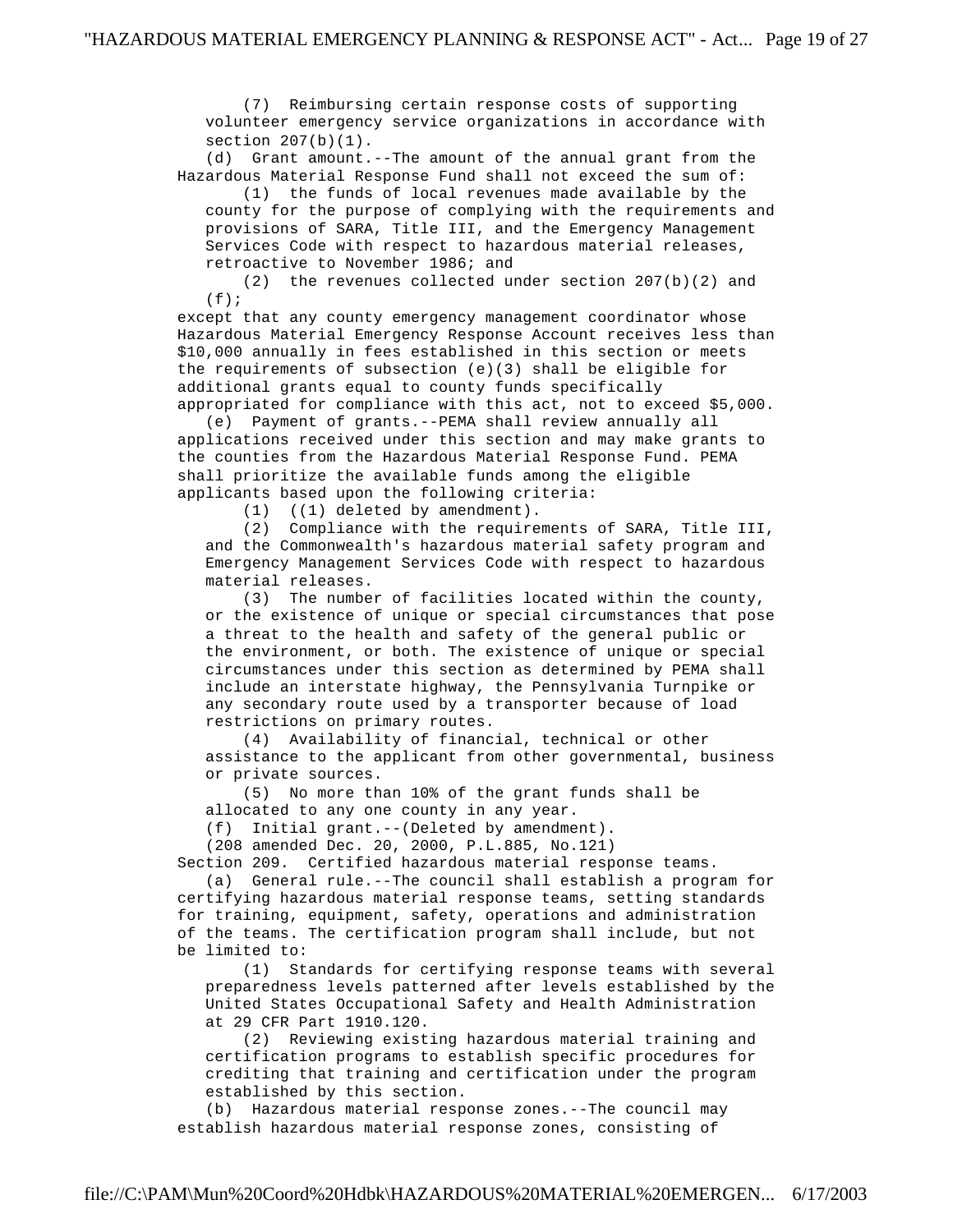(7) Reimbursing certain response costs of supporting volunteer emergency service organizations in accordance with section 207(b)(1).

(d) Grant amount.--The amount of the annual grant from the Hazardous Material Response Fund shall not exceed the sum of:

(1) the funds of local revenues made available by the county for the purpose of complying with the requirements and provisions of SARA, Title III, and the Emergency Management Services Code with respect to hazardous material releases, retroactive to November 1986; and

(2) the revenues collected under section 207(b)(2) and (f);

except that any county emergency management coordinator whose Hazardous Material Emergency Response Account receives less than $10,000 annually in fees established in this section or meets the requirements of subsection (e)(3) shall be eligible for additional grants equal to county funds specifically appropriated for compliance with this act, not to exceed $5,000.

(e) Payment of grants.--PEMA shall review annually all applications received under this section and may make grants to the counties from the Hazardous Material Response Fund. PEMA shall prioritize the available funds among the eligible applicants based upon the following criteria:

(1) ((1) deleted by amendment).

(2) Compliance with the requirements of SARA, Title III, and the Commonwealth's hazardous material safety program and Emergency Management Services Code with respect to hazardous material releases.

(3) The number of facilities located within the county, or the existence of unique or special circumstances that pose a threat to the health and safety of the general public or the environment, or both. The existence of unique or special circumstances under this section as determined by PEMA shall include an interstate highway, the Pennsylvania Turnpike or any secondary route used by a transporter because of load restrictions on primary routes.

(4) Availability of financial, technical or other assistance to the applicant from other governmental, business or private sources.

(5) No more than 10% of the grant funds shall be allocated to any one county in any year.

(f) Initial grant.--(Deleted by amendment).

(208 amended Dec. 20, 2000, P.L.885, No.121)

Section 209. Certified hazardous material response teams.

(a) General rule.--The council shall establish a program for certifying hazardous material response teams, setting standards for training, equipment, safety, operations and administration of the teams. The certification program shall include, but not be limited to:

(1) Standards for certifying response teams with several preparedness levels patterned after levels established by the United States Occupational Safety and Health Administration at 29 CFR Part 1910.120.

(2) Reviewing existing hazardous material training and certification programs to establish specific procedures for crediting that training and certification under the program established by this section.

(b) Hazardous material response zones.--The council may establish hazardous material response zones, consisting of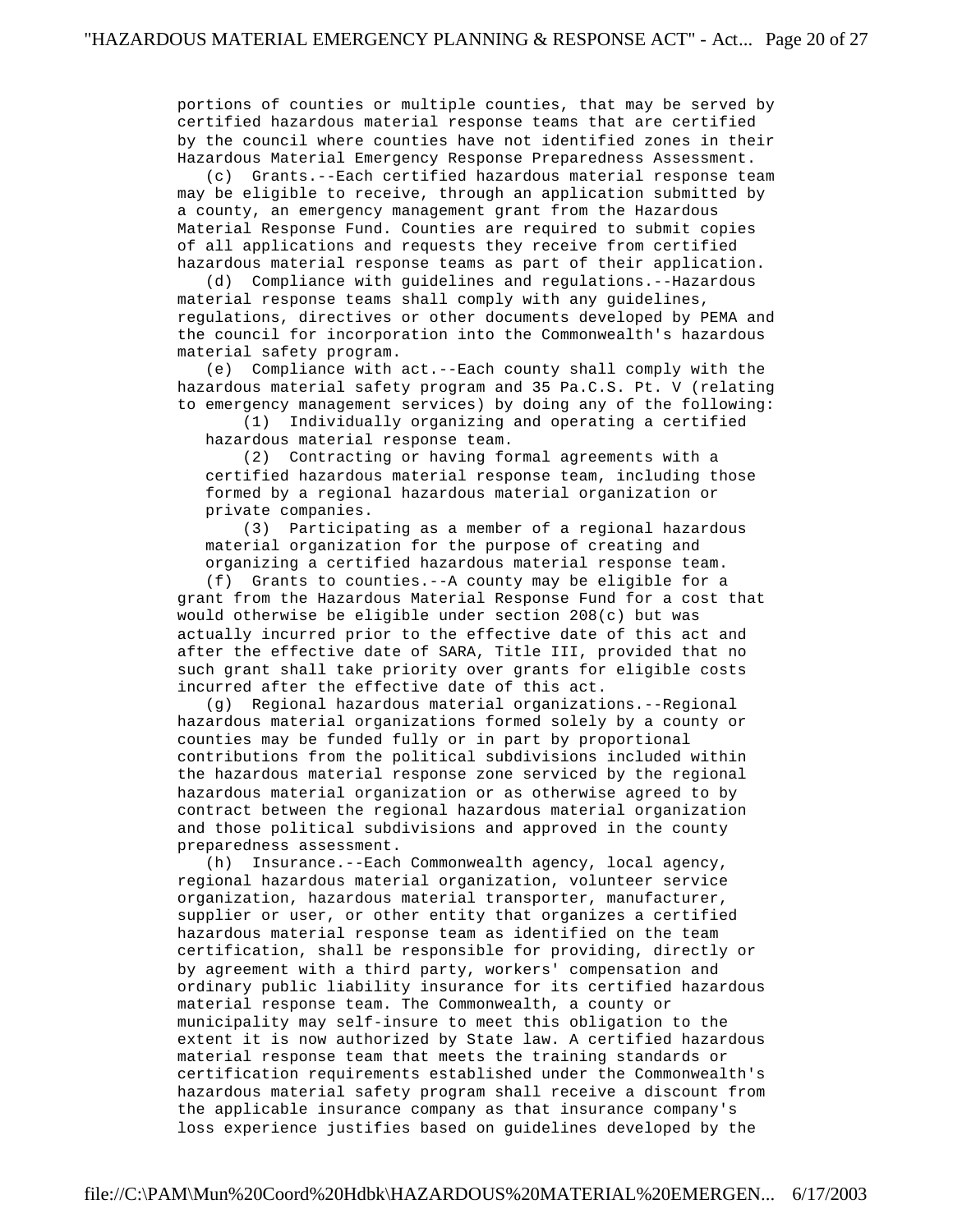portions of counties or multiple counties, that may be served by certified hazardous material response teams that are certified by the council where counties have not identified zones in their Hazardous Material Emergency Response Preparedness Assessment.

(c) Grants.--Each certified hazardous material response team may be eligible to receive, through an application submitted by a county, an emergency management grant from the Hazardous Material Response Fund. Counties are required to submit copies of all applications and requests they receive from certified hazardous material response teams as part of their application.

(d) Compliance with guidelines and regulations.--Hazardous material response teams shall comply with any guidelines, regulations, directives or other documents developed by PEMA and the council for incorporation into the Commonwealth's hazardous material safety program.

(e) Compliance with act.--Each county shall comply with the hazardous material safety program and 35 Pa.C.S. Pt. V (relating to emergency management services) by doing any of the following:

(1) Individually organizing and operating a certified hazardous material response team.

(2) Contracting or having formal agreements with a certified hazardous material response team, including those formed by a regional hazardous material organization or private companies.

(3) Participating as a member of a regional hazardous material organization for the purpose of creating and organizing a certified hazardous material response team.

(f) Grants to counties.--A county may be eligible for a grant from the Hazardous Material Response Fund for a cost that would otherwise be eligible under section 208(c) but was actually incurred prior to the effective date of this act and after the effective date of SARA, Title III, provided that no such grant shall take priority over grants for eligible costs incurred after the effective date of this act.

(g) Regional hazardous material organizations.--Regional hazardous material organizations formed solely by a county or counties may be funded fully or in part by proportional contributions from the political subdivisions included within the hazardous material response zone serviced by the regional hazardous material organization or as otherwise agreed to by contract between the regional hazardous material organization and those political subdivisions and approved in the county preparedness assessment.

(h) Insurance.--Each Commonwealth agency, local agency, regional hazardous material organization, volunteer service organization, hazardous material transporter, manufacturer, supplier or user, or other entity that organizes a certified hazardous material response team as identified on the team certification, shall be responsible for providing, directly or by agreement with a third party, workers' compensation and ordinary public liability insurance for its certified hazardous material response team. The Commonwealth, a county or municipality may self-insure to meet this obligation to the extent it is now authorized by State law. A certified hazardous material response team that meets the training standards or certification requirements established under the Commonwealth's hazardous material safety program shall receive a discount from the applicable insurance company as that insurance company's loss experience justifies based on guidelines developed by the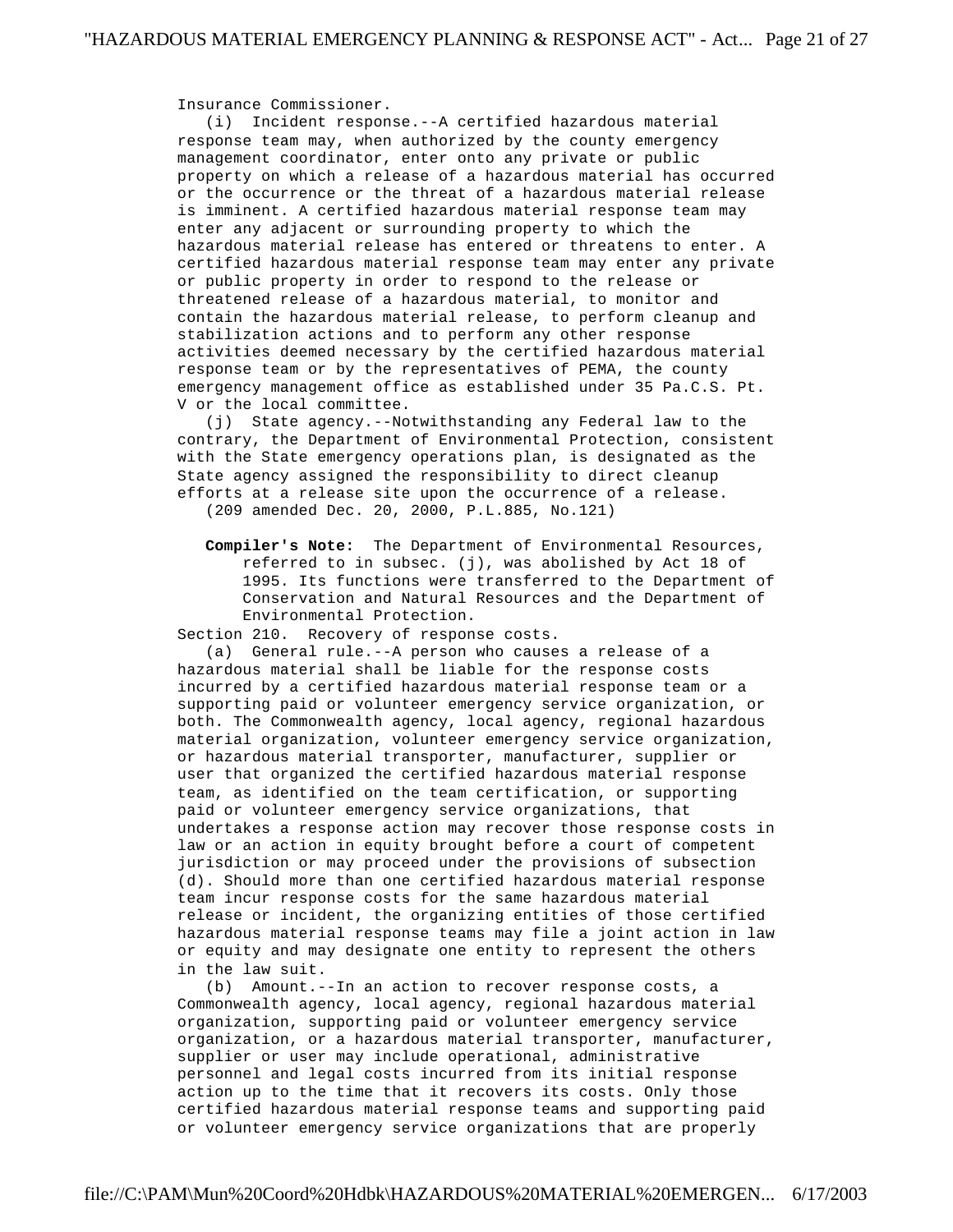Insurance Commissioner.

(i) Incident response.--A certified hazardous material response team may, when authorized by the county emergency management coordinator, enter onto any private or public property on which a release of a hazardous material has occurred or the occurrence or the threat of a hazardous material release is imminent. A certified hazardous material response team may enter any adjacent or surrounding property to which the hazardous material release has entered or threatens to enter. A certified hazardous material response team may enter any private or public property in order to respond to the release or threatened release of a hazardous material, to monitor and contain the hazardous material release, to perform cleanup and stabilization actions and to perform any other response activities deemed necessary by the certified hazardous material response team or by the representatives of PEMA, the county emergency management office as established under 35 Pa.C.S. Pt. V or the local committee.

(j) State agency.--Notwithstanding any Federal law to the contrary, the Department of Environmental Protection, consistent with the State emergency operations plan, is designated as the State agency assigned the responsibility to direct cleanup efforts at a release site upon the occurrence of a release.

(209 amended Dec. 20, 2000, P.L.885, No.121)

**Compiler's Note:** The Department of Environmental Resources, referred to in subsec. (j), was abolished by Act 18 of 1995. Its functions were transferred to the Department of Conservation and Natural Resources and the Department of Environmental Protection.

Section 210. Recovery of response costs.

(a) General rule.--A person who causes a release of a hazardous material shall be liable for the response costs incurred by a certified hazardous material response team or a supporting paid or volunteer emergency service organization, or both. The Commonwealth agency, local agency, regional hazardous material organization, volunteer emergency service organization, or hazardous material transporter, manufacturer, supplier or user that organized the certified hazardous material response team, as identified on the team certification, or supporting paid or volunteer emergency service organizations, that undertakes a response action may recover those response costs in law or an action in equity brought before a court of competent jurisdiction or may proceed under the provisions of subsection (d). Should more than one certified hazardous material response team incur response costs for the same hazardous material release or incident, the organizing entities of those certified hazardous material response teams may file a joint action in law or equity and may designate one entity to represent the others in the law suit.

(b) Amount.--In an action to recover response costs, a Commonwealth agency, local agency, regional hazardous material organization, supporting paid or volunteer emergency service organization, or a hazardous material transporter, manufacturer, supplier or user may include operational, administrative personnel and legal costs incurred from its initial response action up to the time that it recovers its costs. Only those certified hazardous material response teams and supporting paid or volunteer emergency service organizations that are properly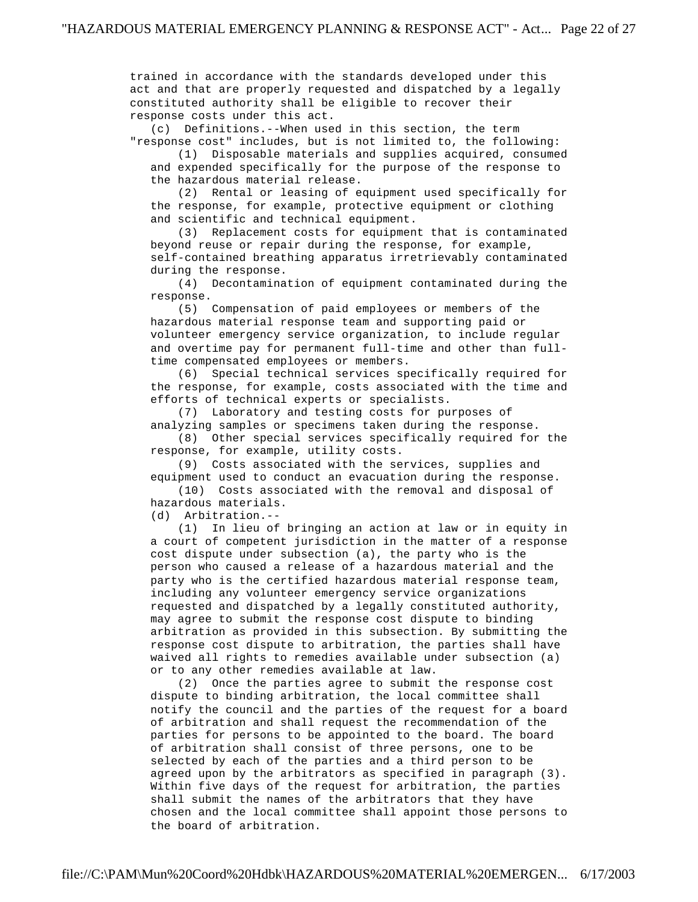trained in accordance with the standards developed under this act and that are properly requested and dispatched by a legally constituted authority shall be eligible to recover their response costs under this act.

(c) Definitions.--When used in this section, the term "response cost" includes, but is not limited to, the following:

(1) Disposable materials and supplies acquired, consumed and expended specifically for the purpose of the response to the hazardous material release.

(2) Rental or leasing of equipment used specifically for the response, for example, protective equipment or clothing and scientific and technical equipment.

(3) Replacement costs for equipment that is contaminated beyond reuse or repair during the response, for example, self-contained breathing apparatus irretrievably contaminated during the response.

(4) Decontamination of equipment contaminated during the response.

(5) Compensation of paid employees or members of the hazardous material response team and supporting paid or volunteer emergency service organization, to include regular and overtime pay for permanent full-time and other than full-time compensated employees or members.

(6) Special technical services specifically required for the response, for example, costs associated with the time and efforts of technical experts or specialists.

(7) Laboratory and testing costs for purposes of analyzing samples or specimens taken during the response.

(8) Other special services specifically required for the response, for example, utility costs.

(9) Costs associated with the services, supplies and equipment used to conduct an evacuation during the response.

(10) Costs associated with the removal and disposal of hazardous materials.

(d) Arbitration.--

(1) In lieu of bringing an action at law or in equity in a court of competent jurisdiction in the matter of a response cost dispute under subsection (a), the party who is the person who caused a release of a hazardous material and the party who is the certified hazardous material response team, including any volunteer emergency service organizations requested and dispatched by a legally constituted authority, may agree to submit the response cost dispute to binding arbitration as provided in this subsection. By submitting the response cost dispute to arbitration, the parties shall have waived all rights to remedies available under subsection (a) or to any other remedies available at law.

(2) Once the parties agree to submit the response cost dispute to binding arbitration, the local committee shall notify the council and the parties of the request for a board of arbitration and shall request the recommendation of the parties for persons to be appointed to the board. The board of arbitration shall consist of three persons, one to be selected by each of the parties and a third person to be agreed upon by the arbitrators as specified in paragraph (3). Within five days of the request for arbitration, the parties shall submit the names of the arbitrators that they have chosen and the local committee shall appoint those persons to the board of arbitration.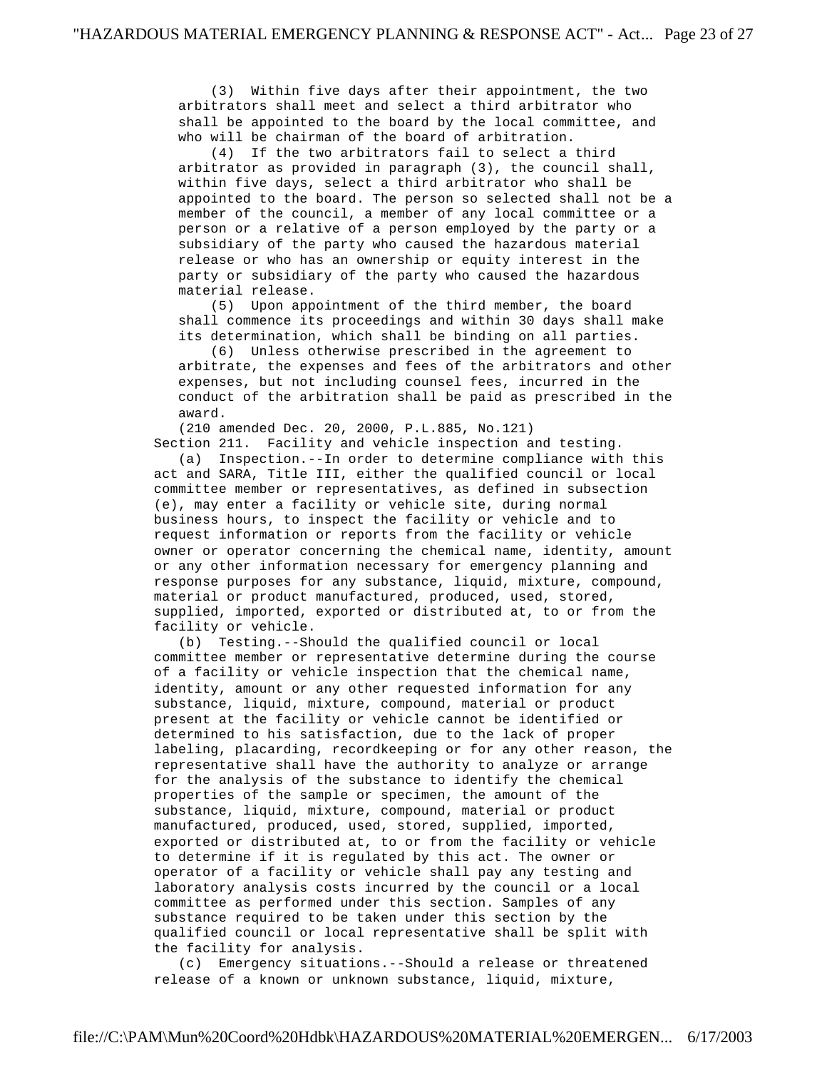(3) Within five days after their appointment, the two arbitrators shall meet and select a third arbitrator who shall be appointed to the board by the local committee, and who will be chairman of the board of arbitration.

(4) If the two arbitrators fail to select a third arbitrator as provided in paragraph (3), the council shall, within five days, select a third arbitrator who shall be appointed to the board. The person so selected shall not be a member of the council, a member of any local committee or a person or a relative of a person employed by the party or a subsidiary of the party who caused the hazardous material release or who has an ownership or equity interest in the party or subsidiary of the party who caused the hazardous material release.

(5) Upon appointment of the third member, the board shall commence its proceedings and within 30 days shall make its determination, which shall be binding on all parties.

(6) Unless otherwise prescribed in the agreement to arbitrate, the expenses and fees of the arbitrators and other expenses, but not including counsel fees, incurred in the conduct of the arbitration shall be paid as prescribed in the award.

(210 amended Dec. 20, 2000, P.L.885, No.121)

Section 211. Facility and vehicle inspection and testing.

(a) Inspection.--In order to determine compliance with this act and SARA, Title III, either the qualified council or local committee member or representatives, as defined in subsection (e), may enter a facility or vehicle site, during normal business hours, to inspect the facility or vehicle and to request information or reports from the facility or vehicle owner or operator concerning the chemical name, identity, amount or any other information necessary for emergency planning and response purposes for any substance, liquid, mixture, compound, material or product manufactured, produced, used, stored, supplied, imported, exported or distributed at, to or from the facility or vehicle.

(b) Testing.--Should the qualified council or local committee member or representative determine during the course of a facility or vehicle inspection that the chemical name, identity, amount or any other requested information for any substance, liquid, mixture, compound, material or product present at the facility or vehicle cannot be identified or determined to his satisfaction, due to the lack of proper labeling, placarding, recordkeeping or for any other reason, the representative shall have the authority to analyze or arrange for the analysis of the substance to identify the chemical properties of the sample or specimen, the amount of the substance, liquid, mixture, compound, material or product manufactured, produced, used, stored, supplied, imported, exported or distributed at, to or from the facility or vehicle to determine if it is regulated by this act. The owner or operator of a facility or vehicle shall pay any testing and laboratory analysis costs incurred by the council or a local committee as performed under this section. Samples of any substance required to be taken under this section by the qualified council or local representative shall be split with the facility for analysis.

(c) Emergency situations.--Should a release or threatened release of a known or unknown substance, liquid, mixture,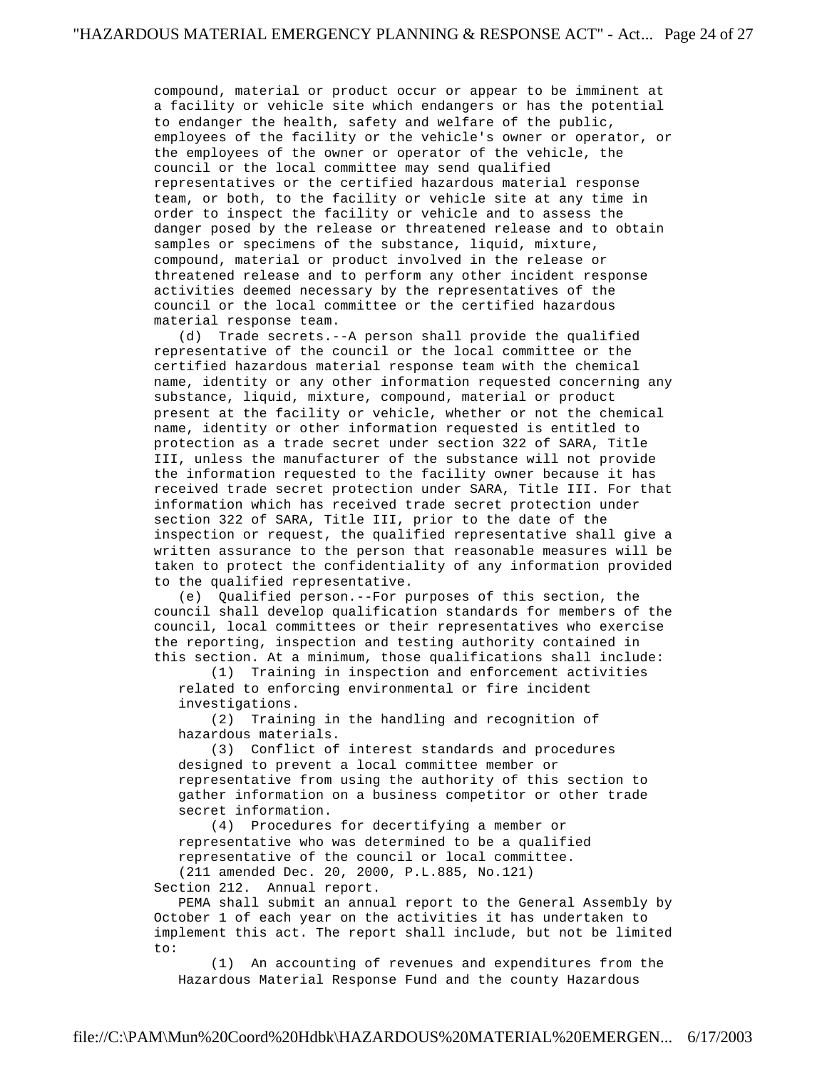compound, material or product occur or appear to be imminent at a facility or vehicle site which endangers or has the potential to endanger the health, safety and welfare of the public, employees of the facility or the vehicle's owner or operator, or the employees of the owner or operator of the vehicle, the council or the local committee may send qualified representatives or the certified hazardous material response team, or both, to the facility or vehicle site at any time in order to inspect the facility or vehicle and to assess the danger posed by the release or threatened release and to obtain samples or specimens of the substance, liquid, mixture, compound, material or product involved in the release or threatened release and to perform any other incident response activities deemed necessary by the representatives of the council or the local committee or the certified hazardous material response team.

(d) Trade secrets.--A person shall provide the qualified representative of the council or the local committee or the certified hazardous material response team with the chemical name, identity or any other information requested concerning any substance, liquid, mixture, compound, material or product present at the facility or vehicle, whether or not the chemical name, identity or other information requested is entitled to protection as a trade secret under section 322 of SARA, Title III, unless the manufacturer of the substance will not provide the information requested to the facility owner because it has received trade secret protection under SARA, Title III. For that information which has received trade secret protection under section 322 of SARA, Title III, prior to the date of the inspection or request, the qualified representative shall give a written assurance to the person that reasonable measures will be taken to protect the confidentiality of any information provided to the qualified representative.

(e) Qualified person.--For purposes of this section, the council shall develop qualification standards for members of the council, local committees or their representatives who exercise the reporting, inspection and testing authority contained in this section. At a minimum, those qualifications shall include:

(1) Training in inspection and enforcement activities related to enforcing environmental or fire incident investigations.

(2) Training in the handling and recognition of hazardous materials.

(3) Conflict of interest standards and procedures designed to prevent a local committee member or representative from using the authority of this section to gather information on a business competitor or other trade secret information.

(4) Procedures for decertifying a member or representative who was determined to be a qualified representative of the council or local committee.

(211 amended Dec. 20, 2000, P.L.885, No.121)

Section 212. Annual report.

PEMA shall submit an annual report to the General Assembly by October 1 of each year on the activities it has undertaken to implement this act. The report shall include, but not be limited to:

(1) An accounting of revenues and expenditures from the Hazardous Material Response Fund and the county Hazardous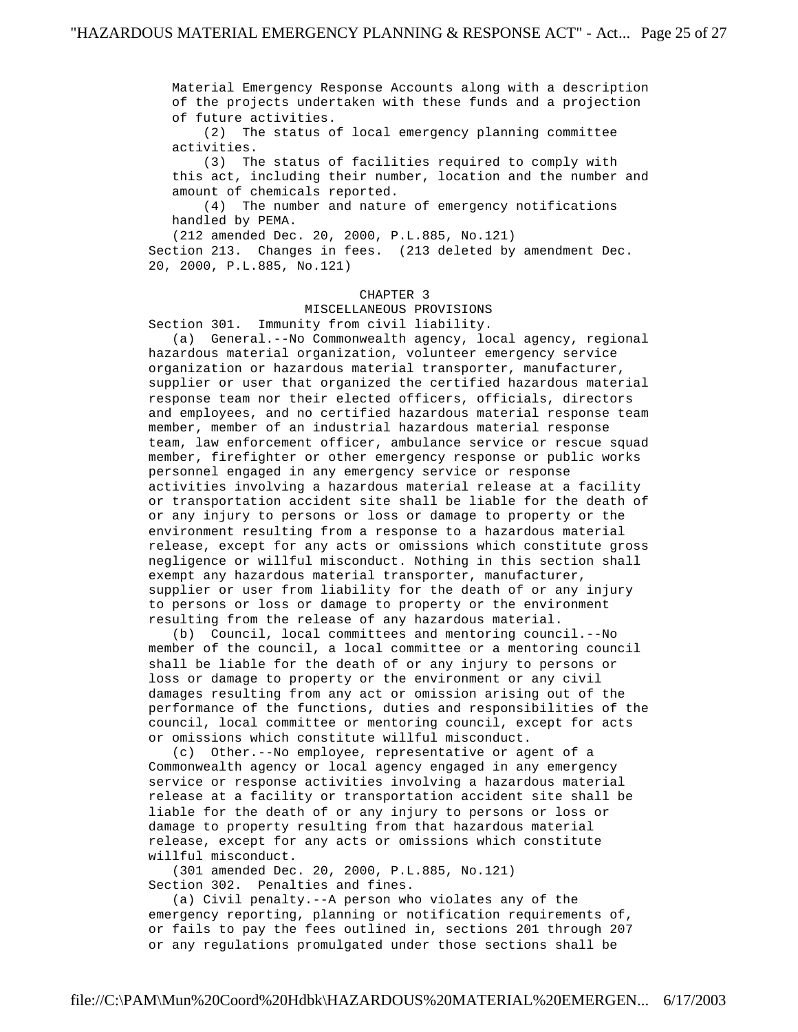Material Emergency Response Accounts along with a description of the projects undertaken with these funds and a projection of future activities.

(2) The status of local emergency planning committee activities.

(3) The status of facilities required to comply with this act, including their number, location and the number and amount of chemicals reported.

(4) The number and nature of emergency notifications handled by PEMA.

(212 amended Dec. 20, 2000, P.L.885, No.121)

Section 213. Changes in fees. (213 deleted by amendment Dec. 20, 2000, P.L.885, No.121)

## CHAPTER 3
## MISCELLANEOUS PROVISIONS

Section 301. Immunity from civil liability.

(a) General.--No Commonwealth agency, local agency, regional hazardous material organization, volunteer emergency service organization or hazardous material transporter, manufacturer, supplier or user that organized the certified hazardous material response team nor their elected officers, officials, directors and employees, and no certified hazardous material response team member, member of an industrial hazardous material response team, law enforcement officer, ambulance service or rescue squad member, firefighter or other emergency response or public works personnel engaged in any emergency service or response activities involving a hazardous material release at a facility or transportation accident site shall be liable for the death of or any injury to persons or loss or damage to property or the environment resulting from a response to a hazardous material release, except for any acts or omissions which constitute gross negligence or willful misconduct. Nothing in this section shall exempt any hazardous material transporter, manufacturer, supplier or user from liability for the death of or any injury to persons or loss or damage to property or the environment resulting from the release of any hazardous material.

(b) Council, local committees and mentoring council.--No member of the council, a local committee or a mentoring council shall be liable for the death of or any injury to persons or loss or damage to property or the environment or any civil damages resulting from any act or omission arising out of the performance of the functions, duties and responsibilities of the council, local committee or mentoring council, except for acts or omissions which constitute willful misconduct.

(c) Other.--No employee, representative or agent of a Commonwealth agency or local agency engaged in any emergency service or response activities involving a hazardous material release at a facility or transportation accident site shall be liable for the death of or any injury to persons or loss or damage to property resulting from that hazardous material release, except for any acts or omissions which constitute willful misconduct.

(301 amended Dec. 20, 2000, P.L.885, No.121)

Section 302. Penalties and fines.

(a) Civil penalty.--A person who violates any of the emergency reporting, planning or notification requirements of, or fails to pay the fees outlined in, sections 201 through 207 or any regulations promulgated under those sections shall be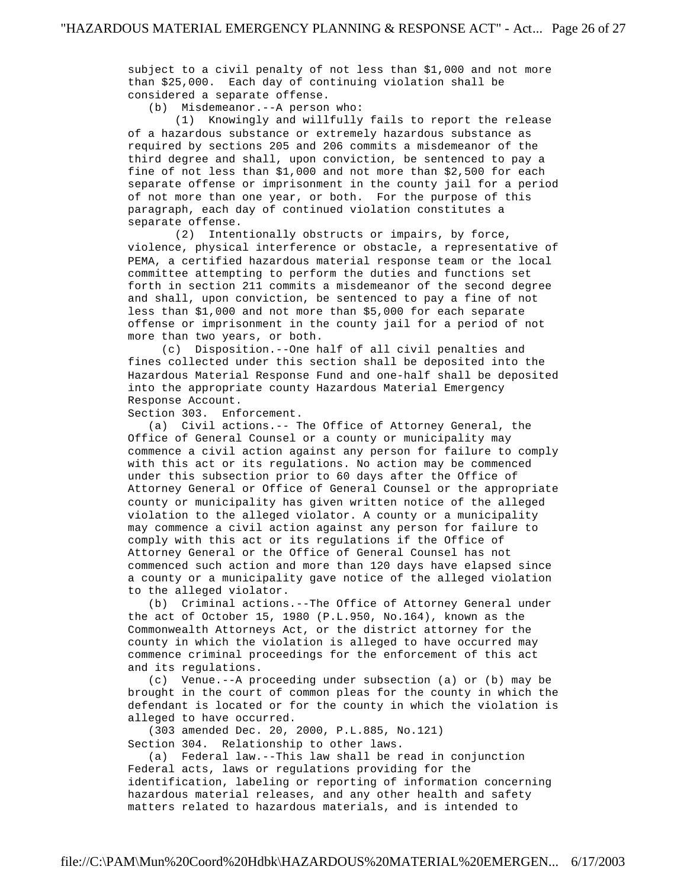subject to a civil penalty of not less than $1,000 and not more than $25,000. Each day of continuing violation shall be considered a separate offense.

(b) Misdemeanor.--A person who:

(1) Knowingly and willfully fails to report the release of a hazardous substance or extremely hazardous substance as required by sections 205 and 206 commits a misdemeanor of the third degree and shall, upon conviction, be sentenced to pay a fine of not less than $1,000 and not more than $2,500 for each separate offense or imprisonment in the county jail for a period of not more than one year, or both. For the purpose of this paragraph, each day of continued violation constitutes a separate offense.

(2) Intentionally obstructs or impairs, by force, violence, physical interference or obstacle, a representative of PEMA, a certified hazardous material response team or the local committee attempting to perform the duties and functions set forth in section 211 commits a misdemeanor of the second degree and shall, upon conviction, be sentenced to pay a fine of not less than $1,000 and not more than $5,000 for each separate offense or imprisonment in the county jail for a period of not more than two years, or both.

(c) Disposition.--One half of all civil penalties and fines collected under this section shall be deposited into the Hazardous Material Response Fund and one-half shall be deposited into the appropriate county Hazardous Material Emergency Response Account.

Section 303. Enforcement.

(a) Civil actions.-- The Office of Attorney General, the Office of General Counsel or a county or municipality may commence a civil action against any person for failure to comply with this act or its regulations. No action may be commenced under this subsection prior to 60 days after the Office of Attorney General or Office of General Counsel or the appropriate county or municipality has given written notice of the alleged violation to the alleged violator. A county or a municipality may commence a civil action against any person for failure to comply with this act or its regulations if the Office of Attorney General or the Office of General Counsel has not commenced such action and more than 120 days have elapsed since a county or a municipality gave notice of the alleged violation to the alleged violator.

(b) Criminal actions.--The Office of Attorney General under the act of October 15, 1980 (P.L.950, No.164), known as the Commonwealth Attorneys Act, or the district attorney for the county in which the violation is alleged to have occurred may commence criminal proceedings for the enforcement of this act and its regulations.

(c) Venue.--A proceeding under subsection (a) or (b) may be brought in the court of common pleas for the county in which the defendant is located or for the county in which the violation is alleged to have occurred.

(303 amended Dec. 20, 2000, P.L.885, No.121)

Section 304. Relationship to other laws.

(a) Federal law.--This law shall be read in conjunction Federal acts, laws or regulations providing for the identification, labeling or reporting of information concerning hazardous material releases, and any other health and safety matters related to hazardous materials, and is intended to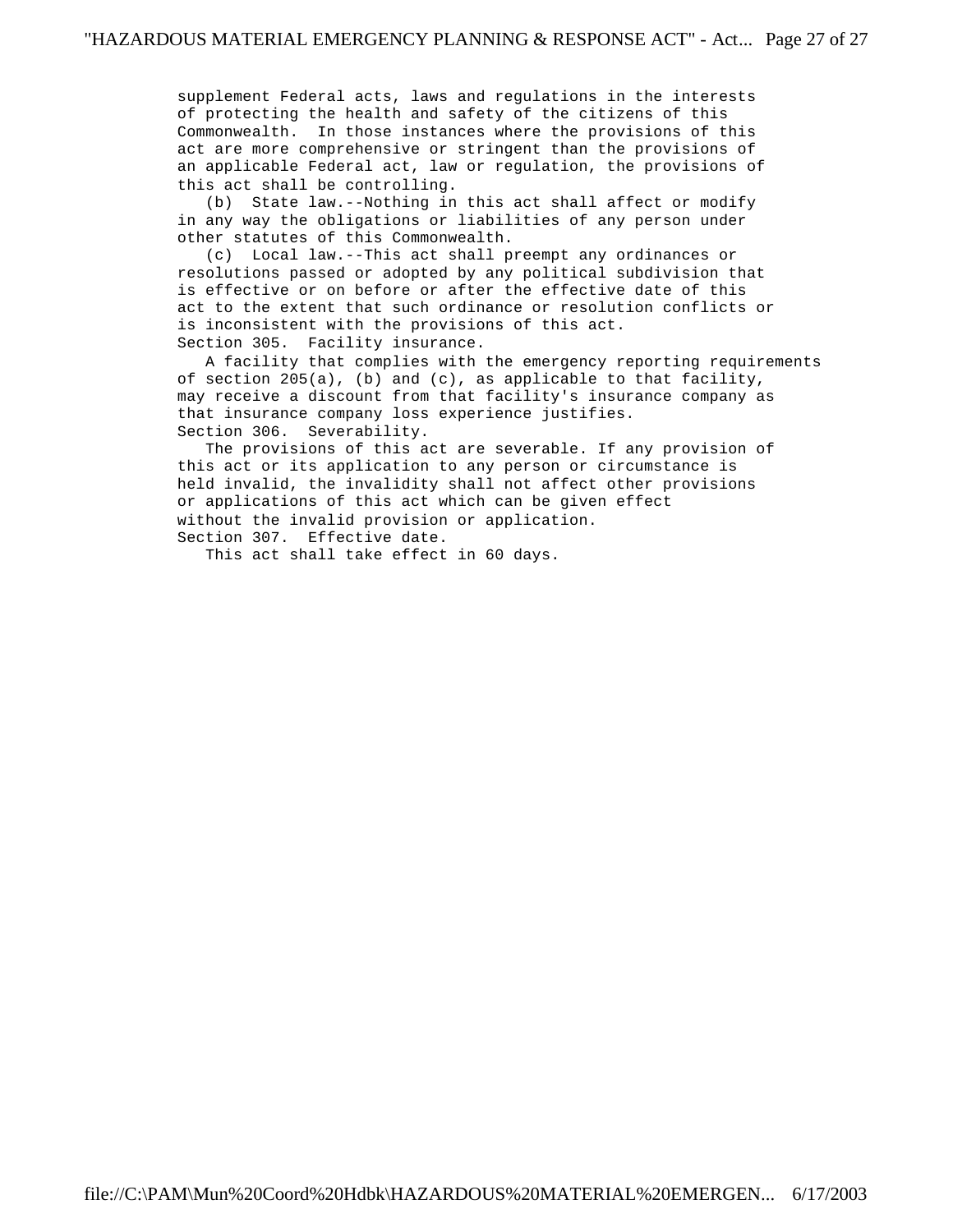supplement Federal acts, laws and regulations in the interests of protecting the health and safety of the citizens of this Commonwealth. In those instances where the provisions of this act are more comprehensive or stringent than the provisions of an applicable Federal act, law or regulation, the provisions of this act shall be controlling.

(b) State law.--Nothing in this act shall affect or modify in any way the obligations or liabilities of any person under other statutes of this Commonwealth.

(c) Local law.--This act shall preempt any ordinances or resolutions passed or adopted by any political subdivision that is effective or on before or after the effective date of this act to the extent that such ordinance or resolution conflicts or is inconsistent with the provisions of this act.

Section 305. Facility insurance.

A facility that complies with the emergency reporting requirements of section 205(a), (b) and (c), as applicable to that facility, may receive a discount from that facility's insurance company as that insurance company loss experience justifies.

Section 306. Severability.

The provisions of this act are severable. If any provision of this act or its application to any person or circumstance is held invalid, the invalidity shall not affect other provisions or applications of this act which can be given effect without the invalid provision or application.

Section 307. Effective date.

This act shall take effect in 60 days.